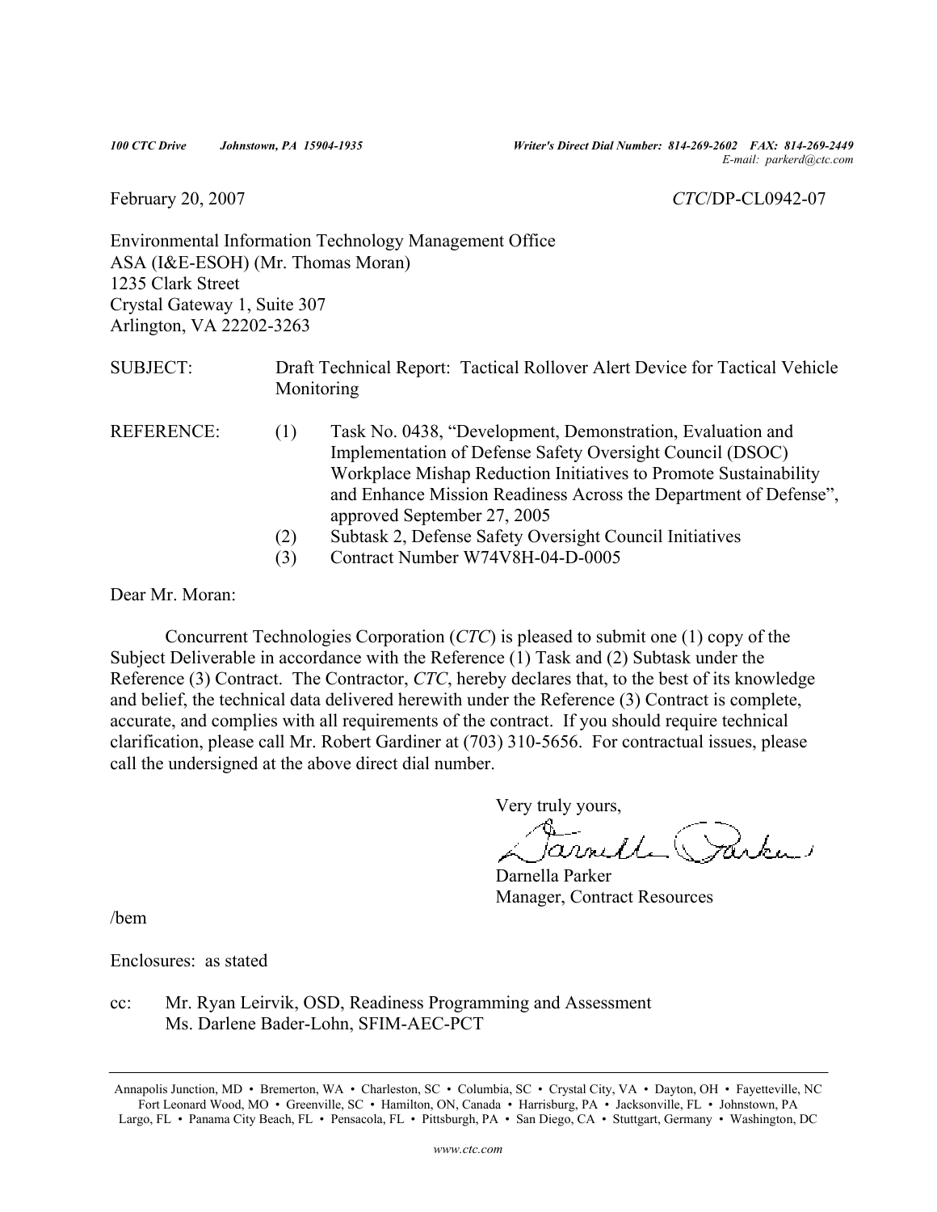*100 CTC Drive Johnstown, PA 15904-1935* *Writer's Direct Dial Number: 814-269-2602 FAX: 814-269-2449*
*E-mail: parkerd@ctc.com*

February 20, 2007 *CTC*/DP-CL0942-07

Environmental Information Technology Management Office
ASA (I&E-ESOH) (Mr. Thomas Moran)
1235 Clark Street
Crystal Gateway 1, Suite 307
Arlington, VA 22202-3263

SUBJECT: Draft Technical Report: Tactical Rollover Alert Device for Tactical Vehicle Monitoring

REFERENCE:
(1) Task No. 0438, "Development, Demonstration, Evaluation and Implementation of Defense Safety Oversight Council (DSOC) Workplace Mishap Reduction Initiatives to Promote Sustainability and Enhance Mission Readiness Across the Department of Defense", approved September 27, 2005
(2) Subtask 2, Defense Safety Oversight Council Initiatives
(3) Contract Number W74V8H-04-D-0005

Dear Mr. Moran:

Concurrent Technologies Corporation (*CTC*) is pleased to submit one (1) copy of the Subject Deliverable in accordance with the Reference (1) Task and (2) Subtask under the Reference (3) Contract. The Contractor, *CTC*, hereby declares that, to the best of its knowledge and belief, the technical data delivered herewith under the Reference (3) Contract is complete, accurate, and complies with all requirements of the contract. If you should require technical clarification, please call Mr. Robert Gardiner at (703) 310-5656. For contractual issues, please call the undersigned at the above direct dial number.

Very truly yours,

Darnella Parker
Manager, Contract Resources

/bem

Enclosures: as stated

cc: Mr. Ryan Leirvik, OSD, Readiness Programming and Assessment
Ms. Darlene Bader-Lohn, SFIM-AEC-PCT

Annapolis Junction, MD • Bremerton, WA • Charleston, SC • Columbia, SC • Crystal City, VA • Dayton, OH • Fayetteville, NC
Fort Leonard Wood, MO • Greenville, SC • Hamilton, ON, Canada • Harrisburg, PA • Jacksonville, FL • Johnstown, PA
Largo, FL • Panama City Beach, FL • Pensacola, FL • Pittsburgh, PA • San Diego, CA • Stuttgart, Germany • Washington, DC

*www.ctc.com*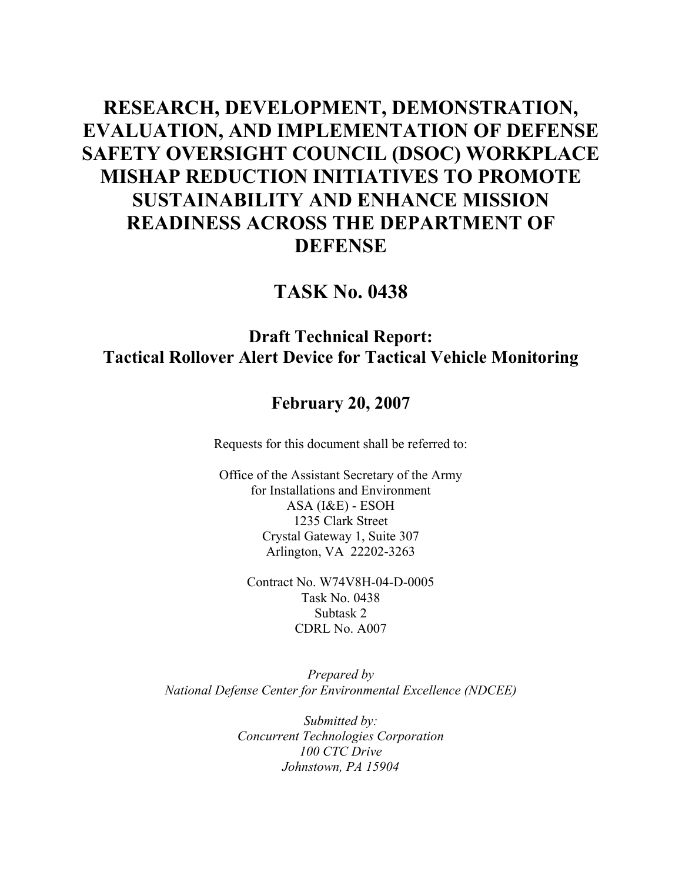# RESEARCH, DEVELOPMENT, DEMONSTRATION, EVALUATION, AND IMPLEMENTATION OF DEFENSE SAFETY OVERSIGHT COUNCIL (DSOC) WORKPLACE MISHAP REDUCTION INITIATIVES TO PROMOTE SUSTAINABILITY AND ENHANCE MISSION READINESS ACROSS THE DEPARTMENT OF DEFENSE

# TASK No. 0438

## Draft Technical Report: Tactical Rollover Alert Device for Tactical Vehicle Monitoring

## February 20, 2007

Requests for this document shall be referred to:

Office of the Assistant Secretary of the Army
for Installations and Environment
ASA (I&E) - ESOH
1235 Clark Street
Crystal Gateway 1, Suite 307
Arlington, VA 22202-3263

Contract No. W74V8H-04-D-0005
Task No. 0438
Subtask 2
CDRL No. A007

*Prepared by*
*National Defense Center for Environmental Excellence (NDCEE)*

*Submitted by:*
*Concurrent Technologies Corporation*
*100 CTC Drive*
*Johnstown, PA 15904*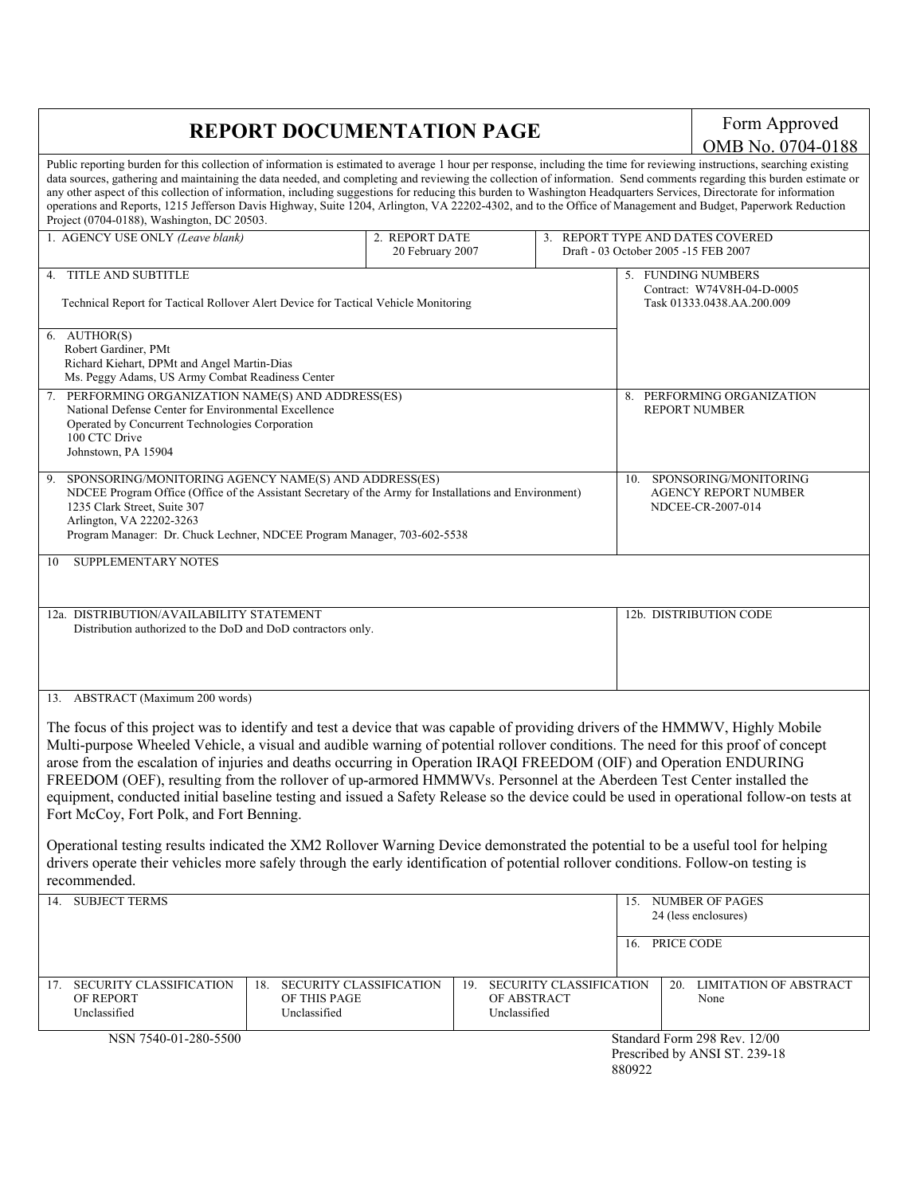# REPORT DOCUMENTATION PAGE

Form Approved
OMB No. 0704-0188

Public reporting burden for this collection of information is estimated to average 1 hour per response, including the time for reviewing instructions, searching existing data sources, gathering and maintaining the data needed, and completing and reviewing the collection of information. Send comments regarding this burden estimate or any other aspect of this collection of information, including suggestions for reducing this burden to Washington Headquarters Services, Directorate for information operations and Reports, 1215 Jefferson Davis Highway, Suite 1204, Arlington, VA 22202-4302, and to the Office of Management and Budget, Paperwork Reduction Project (0704-0188), Washington, DC 20503.

| 1. AGENCY USE ONLY *(Leave blank)* | 2. REPORT DATE<br>20 February 2007 | 3. REPORT TYPE AND DATES COVERED<br>Draft - 03 October 2005 -15 FEB 2007 |
|---|---|---|

| | |
|---|---|
| 4. TITLE AND SUBTITLE<br>Technical Report for Tactical Rollover Alert Device for Tactical Vehicle Monitoring | 5. FUNDING NUMBERS<br>Contract: W74V8H-04-D-0005<br>Task 01333.0438.AA.200.009 |
| 6. AUTHOR(S)<br>Robert Gardiner, PMt<br>Richard Kiehart, DPMt and Angel Martin-Dias<br>Ms. Peggy Adams, US Army Combat Readiness Center | |
| 7. PERFORMING ORGANIZATION NAME(S) AND ADDRESS(ES)<br>National Defense Center for Environmental Excellence<br>Operated by Concurrent Technologies Corporation<br>100 CTC Drive<br>Johnstown, PA 15904 | 8. PERFORMING ORGANIZATION REPORT NUMBER |
| 9. SPONSORING/MONITORING AGENCY NAME(S) AND ADDRESS(ES)<br>NDCEE Program Office (Office of the Assistant Secretary of the Army for Installations and Environment)<br>1235 Clark Street, Suite 307<br>Arlington, VA 22202-3263<br>Program Manager: Dr. Chuck Lechner, NDCEE Program Manager, 703-602-5538 | 10. SPONSORING/MONITORING AGENCY REPORT NUMBER<br>NDCEE-CR-2007-014 |
| 10 SUPPLEMENTARY NOTES | |
| 12a. DISTRIBUTION/AVAILABILITY STATEMENT<br>Distribution authorized to the DoD and DoD contractors only. | 12b. DISTRIBUTION CODE |

13. ABSTRACT (Maximum 200 words)

The focus of this project was to identify and test a device that was capable of providing drivers of the HMMWV, Highly Mobile Multi-purpose Wheeled Vehicle, a visual and audible warning of potential rollover conditions. The need for this proof of concept arose from the escalation of injuries and deaths occurring in Operation IRAQI FREEDOM (OIF) and Operation ENDURING FREEDOM (OEF), resulting from the rollover of up-armored HMMWVs. Personnel at the Aberdeen Test Center installed the equipment, conducted initial baseline testing and issued a Safety Release so the device could be used in operational follow-on tests at Fort McCoy, Fort Polk, and Fort Benning.

Operational testing results indicated the XM2 Rollover Warning Device demonstrated the potential to be a useful tool for helping drivers operate their vehicles more safely through the early identification of potential rollover conditions. Follow-on testing is recommended.

| | |
|---|---|
| 14. SUBJECT TERMS | 15. NUMBER OF PAGES<br>24 (less enclosures) |
| | 16. PRICE CODE |

| 17. SECURITY CLASSIFICATION OF REPORT | 18. SECURITY CLASSIFICATION OF THIS PAGE | 19. SECURITY CLASSIFICATION OF ABSTRACT | 20. LIMITATION OF ABSTRACT |
|---|---|---|---|
| Unclassified | Unclassified | Unclassified | None |

NSN 7540-01-280-5500

Standard Form 298 Rev. 12/00
Prescribed by ANSI ST. 239-18
880922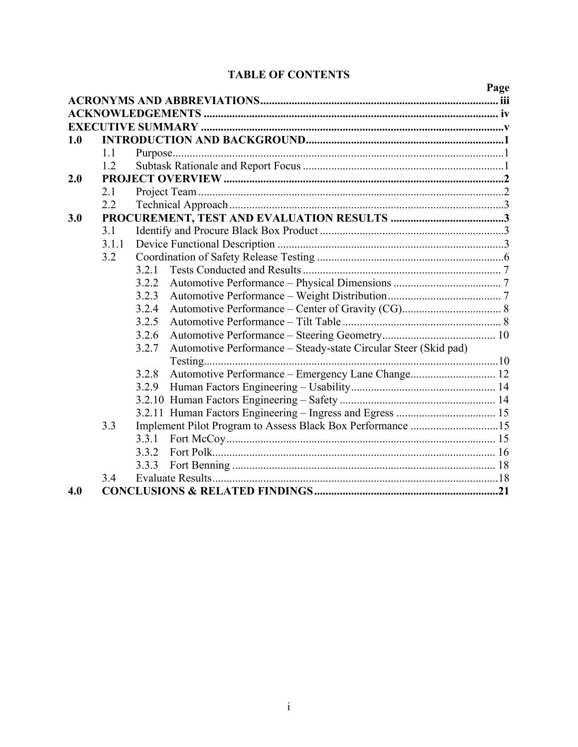# TABLE OF CONTENTS

| | | Page |
|---|---|---|
| **ACRONYMS AND ABBREVIATIONS** | | **iii** |
| **ACKNOWLEDGEMENTS** | | **iv** |
| **EXECUTIVE SUMMARY** | | **v** |
| **1.0** | **INTRODUCTION AND BACKGROUND** | **1** |
| 1.1 | Purpose | 1 |
| 1.2 | Subtask Rationale and Report Focus | 1 |
| **2.0** | **PROJECT OVERVIEW** | **2** |
| 2.1 | Project Team | 2 |
| 2.2 | Technical Approach | 3 |
| **3.0** | **PROCUREMENT, TEST AND EVALUATION RESULTS** | **3** |
| 3.1 | Identify and Procure Black Box Product | 3 |
| 3.1.1 | Device Functional Description | 3 |
| 3.2 | Coordination of Safety Release Testing | 6 |
| 3.2.1 | Tests Conducted and Results | 7 |
| 3.2.2 | Automotive Performance – Physical Dimensions | 7 |
| 3.2.3 | Automotive Performance – Weight Distribution | 7 |
| 3.2.4 | Automotive Performance – Center of Gravity (CG) | 8 |
| 3.2.5 | Automotive Performance – Tilt Table | 8 |
| 3.2.6 | Automotive Performance – Steering Geometry | 10 |
| 3.2.7 | Automotive Performance – Steady-state Circular Steer (Skid pad) Testing | 10 |
| 3.2.8 | Automotive Performance – Emergency Lane Change | 12 |
| 3.2.9 | Human Factors Engineering – Usability | 14 |
| 3.2.10 | Human Factors Engineering – Safety | 14 |
| 3.2.11 | Human Factors Engineering – Ingress and Egress | 15 |
| 3.3 | Implement Pilot Program to Assess Black Box Performance | 15 |
| 3.3.1 | Fort McCoy | 15 |
| 3.3.2 | Fort Polk | 16 |
| 3.3.3 | Fort Benning | 18 |
| 3.4 | Evaluate Results | 18 |
| **4.0** | **CONCLUSIONS & RELATED FINDINGS** | **21** |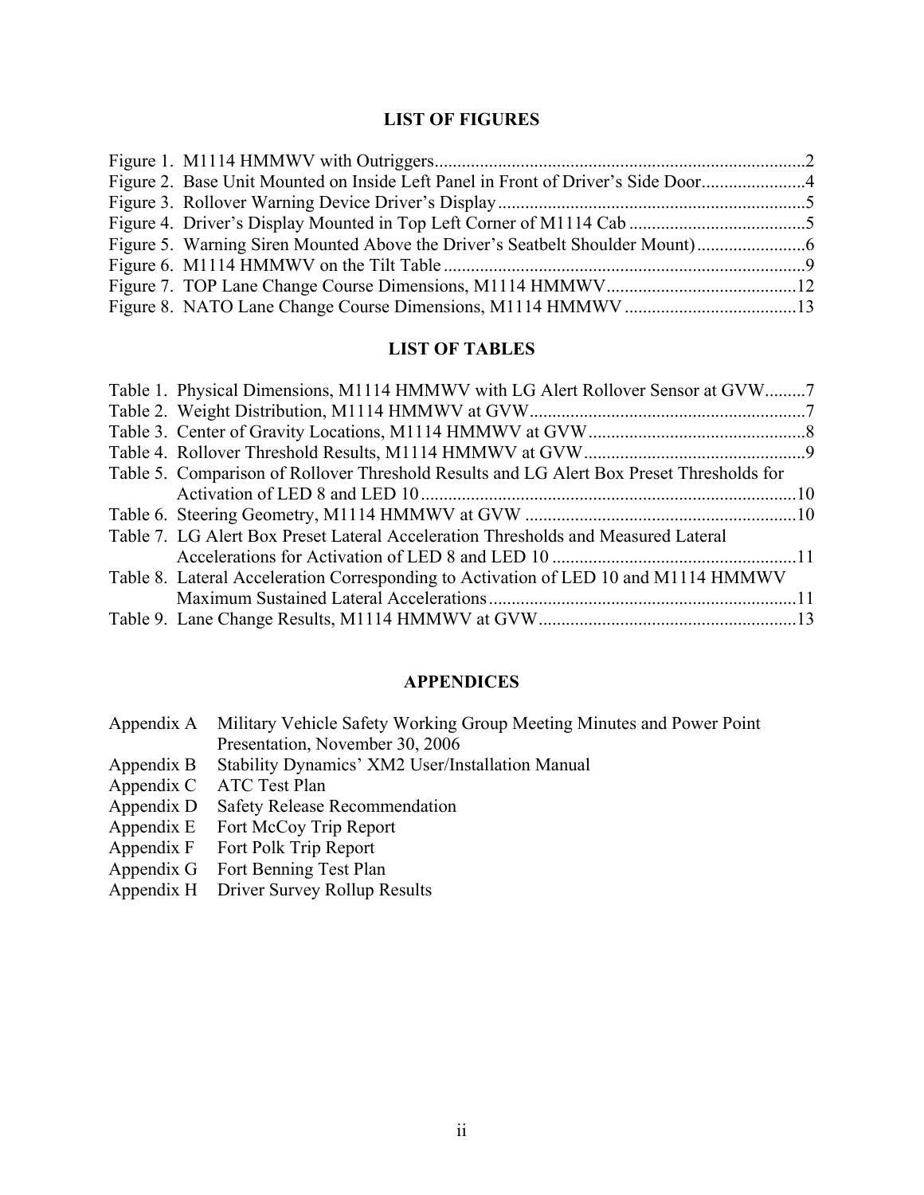## LIST OF FIGURES

Figure 1. M1114 HMMWV with Outriggers ........................................................................................2
Figure 2. Base Unit Mounted on Inside Left Panel in Front of Driver's Side Door.......................4
Figure 3. Rollover Warning Device Driver's Display ....................................................................5
Figure 4. Driver's Display Mounted in Top Left Corner of M1114 Cab .......................................5
Figure 5. Warning Siren Mounted Above the Driver's Seatbelt Shoulder Mount)........................6
Figure 6. M1114 HMMWV on the Tilt Table ................................................................................9
Figure 7. TOP Lane Change Course Dimensions, M1114 HMMWV...........................................12
Figure 8. NATO Lane Change Course Dimensions, M1114 HMMWV ......................................13

## LIST OF TABLES

Table 1. Physical Dimensions, M1114 HMMWV with LG Alert Rollover Sensor at GVW.........7
Table 2. Weight Distribution, M1114 HMMWV at GVW.............................................................7
Table 3. Center of Gravity Locations, M1114 HMMWV at GVW................................................8
Table 4. Rollover Threshold Results, M1114 HMMWV at GVW.................................................9
Table 5. Comparison of Rollover Threshold Results and LG Alert Box Preset Thresholds for Activation of LED 8 and LED 10 ....................................................................................10
Table 6. Steering Geometry, M1114 HMMWV at GVW ............................................................10
Table 7. LG Alert Box Preset Lateral Acceleration Thresholds and Measured Lateral Accelerations for Activation of LED 8 and LED 10 ......................................................11
Table 8. Lateral Acceleration Corresponding to Activation of LED 10 and M1114 HMMWV Maximum Sustained Lateral Accelerations....................................................................11
Table 9. Lane Change Results, M1114 HMMWV at GVW.........................................................13

## APPENDICES

Appendix A Military Vehicle Safety Working Group Meeting Minutes and Power Point Presentation, November 30, 2006
Appendix B Stability Dynamics' XM2 User/Installation Manual
Appendix C ATC Test Plan
Appendix D Safety Release Recommendation
Appendix E Fort McCoy Trip Report
Appendix F Fort Polk Trip Report
Appendix G Fort Benning Test Plan
Appendix H Driver Survey Rollup Results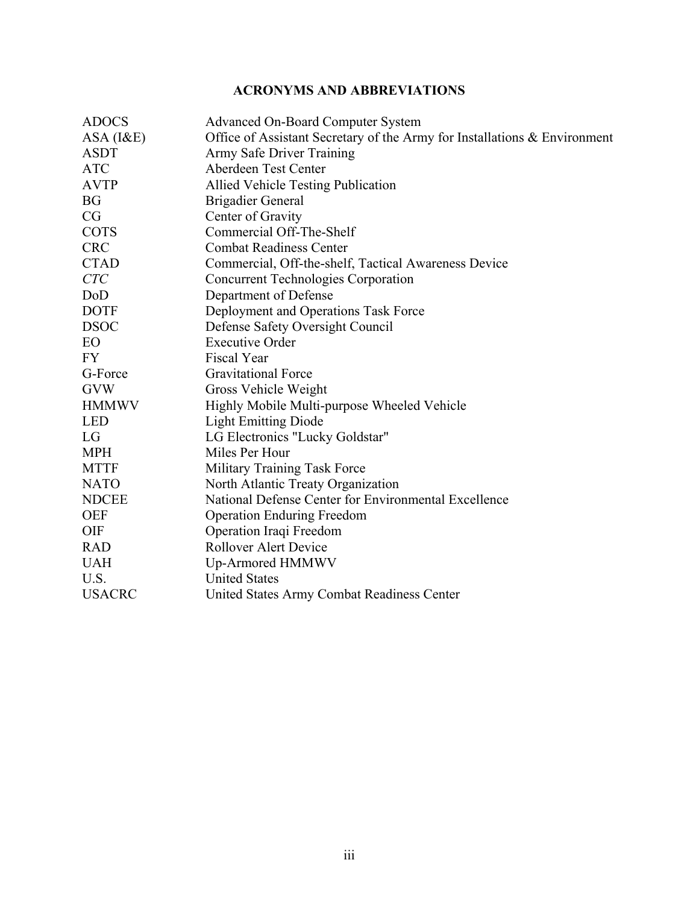## ACRONYMS AND ABBREVIATIONS

| | |
|---|---|
| ADOCS | Advanced On-Board Computer System |
| ASA (I&E) | Office of Assistant Secretary of the Army for Installations & Environment |
| ASDT | Army Safe Driver Training |
| ATC | Aberdeen Test Center |
| AVTP | Allied Vehicle Testing Publication |
| BG | Brigadier General |
| CG | Center of Gravity |
| COTS | Commercial Off-The-Shelf |
| CRC | Combat Readiness Center |
| CTAD | Commercial, Off-the-shelf, Tactical Awareness Device |
| *CTC* | Concurrent Technologies Corporation |
| DoD | Department of Defense |
| DOTF | Deployment and Operations Task Force |
| DSOC | Defense Safety Oversight Council |
| EO | Executive Order |
| FY | Fiscal Year |
| G-Force | Gravitational Force |
| GVW | Gross Vehicle Weight |
| HMMWV | Highly Mobile Multi-purpose Wheeled Vehicle |
| LED | Light Emitting Diode |
| LG | LG Electronics "Lucky Goldstar" |
| MPH | Miles Per Hour |
| MTTF | Military Training Task Force |
| NATO | North Atlantic Treaty Organization |
| NDCEE | National Defense Center for Environmental Excellence |
| OEF | Operation Enduring Freedom |
| OIF | Operation Iraqi Freedom |
| RAD | Rollover Alert Device |
| UAH | Up-Armored HMMWV |
| U.S. | United States |
| USACRC | United States Army Combat Readiness Center |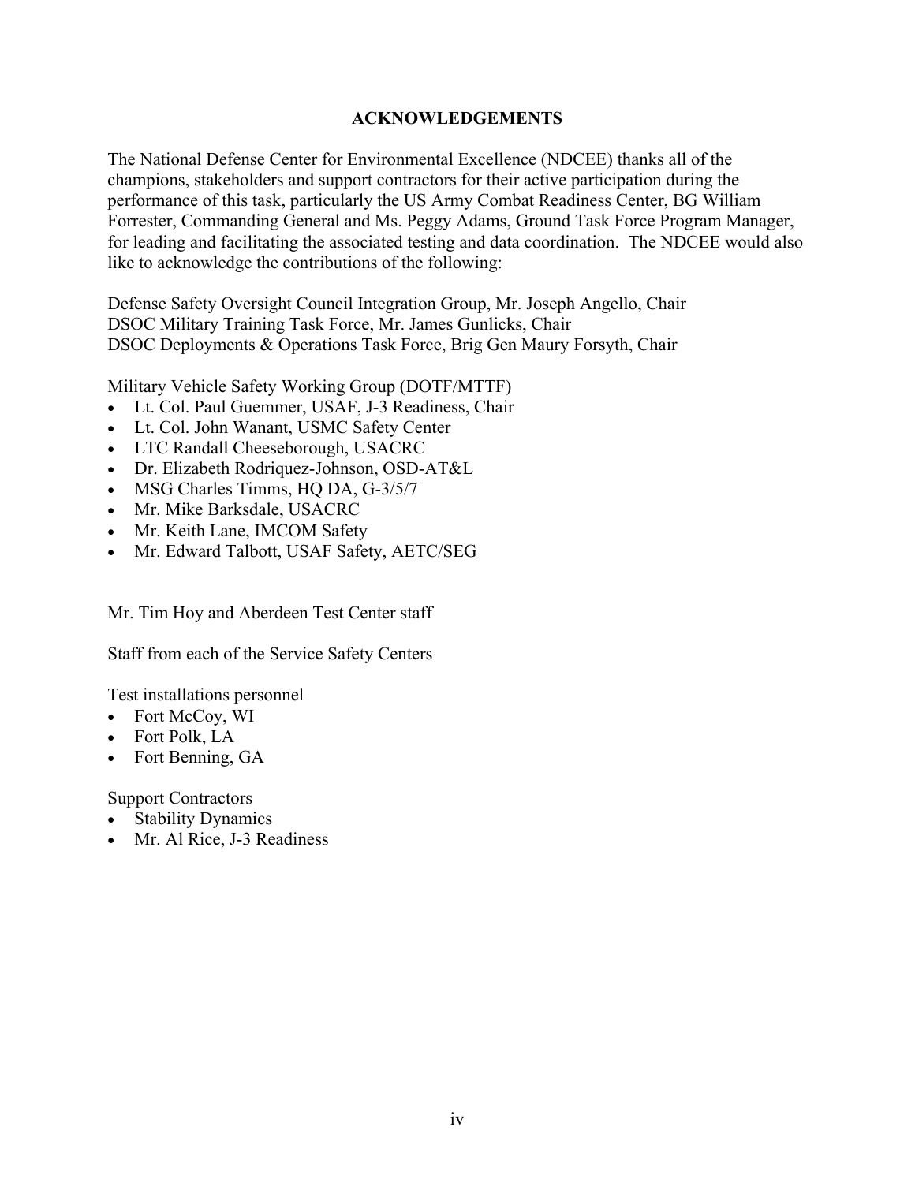## ACKNOWLEDGEMENTS

The National Defense Center for Environmental Excellence (NDCEE) thanks all of the champions, stakeholders and support contractors for their active participation during the performance of this task, particularly the US Army Combat Readiness Center, BG William Forrester, Commanding General and Ms. Peggy Adams, Ground Task Force Program Manager, for leading and facilitating the associated testing and data coordination. The NDCEE would also like to acknowledge the contributions of the following:

Defense Safety Oversight Council Integration Group, Mr. Joseph Angello, Chair
DSOC Military Training Task Force, Mr. James Gunlicks, Chair
DSOC Deployments & Operations Task Force, Brig Gen Maury Forsyth, Chair

Military Vehicle Safety Working Group (DOTF/MTTF)

- Lt. Col. Paul Guemmer, USAF, J-3 Readiness, Chair
- Lt. Col. John Wanant, USMC Safety Center
- LTC Randall Cheeseborough, USACRC
- Dr. Elizabeth Rodriquez-Johnson, OSD-AT&L
- MSG Charles Timms, HQ DA, G-3/5/7
- Mr. Mike Barksdale, USACRC
- Mr. Keith Lane, IMCOM Safety
- Mr. Edward Talbott, USAF Safety, AETC/SEG

Mr. Tim Hoy and Aberdeen Test Center staff

Staff from each of the Service Safety Centers

Test installations personnel

- Fort McCoy, WI
- Fort Polk, LA
- Fort Benning, GA

Support Contractors

- Stability Dynamics
- Mr. Al Rice, J-3 Readiness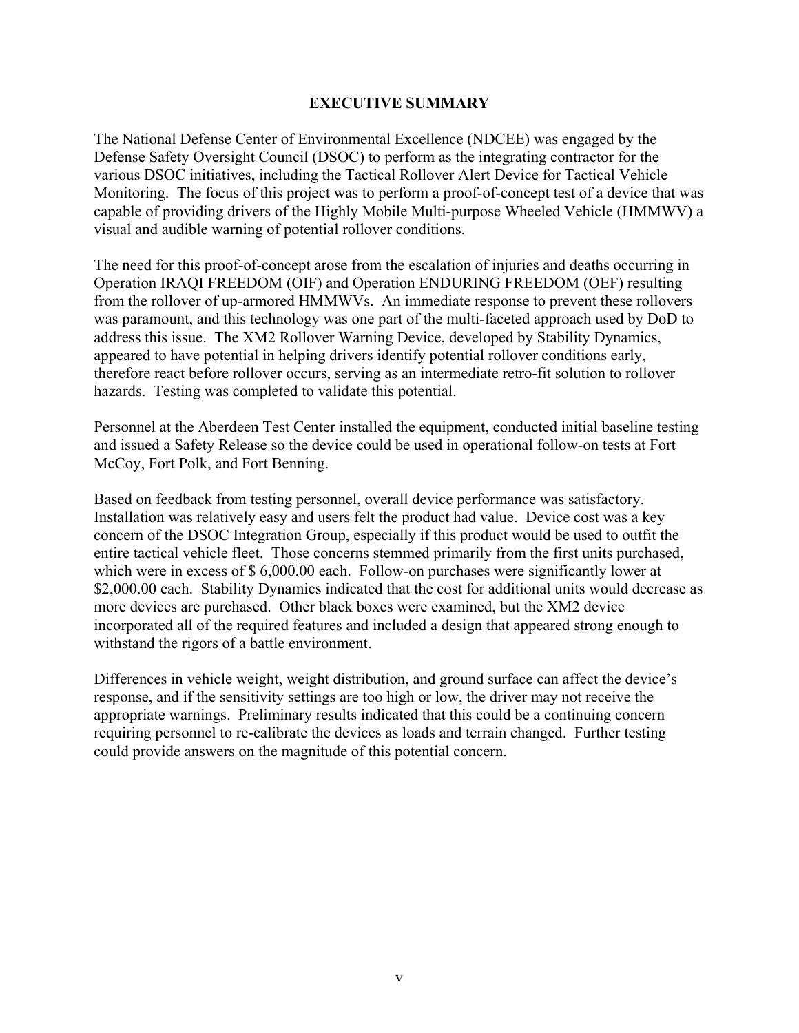# EXECUTIVE SUMMARY

The National Defense Center of Environmental Excellence (NDCEE) was engaged by the Defense Safety Oversight Council (DSOC) to perform as the integrating contractor for the various DSOC initiatives, including the Tactical Rollover Alert Device for Tactical Vehicle Monitoring. The focus of this project was to perform a proof-of-concept test of a device that was capable of providing drivers of the Highly Mobile Multi-purpose Wheeled Vehicle (HMMWV) a visual and audible warning of potential rollover conditions.

The need for this proof-of-concept arose from the escalation of injuries and deaths occurring in Operation IRAQI FREEDOM (OIF) and Operation ENDURING FREEDOM (OEF) resulting from the rollover of up-armored HMMWVs. An immediate response to prevent these rollovers was paramount, and this technology was one part of the multi-faceted approach used by DoD to address this issue. The XM2 Rollover Warning Device, developed by Stability Dynamics, appeared to have potential in helping drivers identify potential rollover conditions early, therefore react before rollover occurs, serving as an intermediate retro-fit solution to rollover hazards. Testing was completed to validate this potential.

Personnel at the Aberdeen Test Center installed the equipment, conducted initial baseline testing and issued a Safety Release so the device could be used in operational follow-on tests at Fort McCoy, Fort Polk, and Fort Benning.

Based on feedback from testing personnel, overall device performance was satisfactory. Installation was relatively easy and users felt the product had value. Device cost was a key concern of the DSOC Integration Group, especially if this product would be used to outfit the entire tactical vehicle fleet. Those concerns stemmed primarily from the first units purchased, which were in excess of $ 6,000.00 each. Follow-on purchases were significantly lower at $2,000.00 each. Stability Dynamics indicated that the cost for additional units would decrease as more devices are purchased. Other black boxes were examined, but the XM2 device incorporated all of the required features and included a design that appeared strong enough to withstand the rigors of a battle environment.

Differences in vehicle weight, weight distribution, and ground surface can affect the device's response, and if the sensitivity settings are too high or low, the driver may not receive the appropriate warnings. Preliminary results indicated that this could be a continuing concern requiring personnel to re-calibrate the devices as loads and terrain changed. Further testing could provide answers on the magnitude of this potential concern.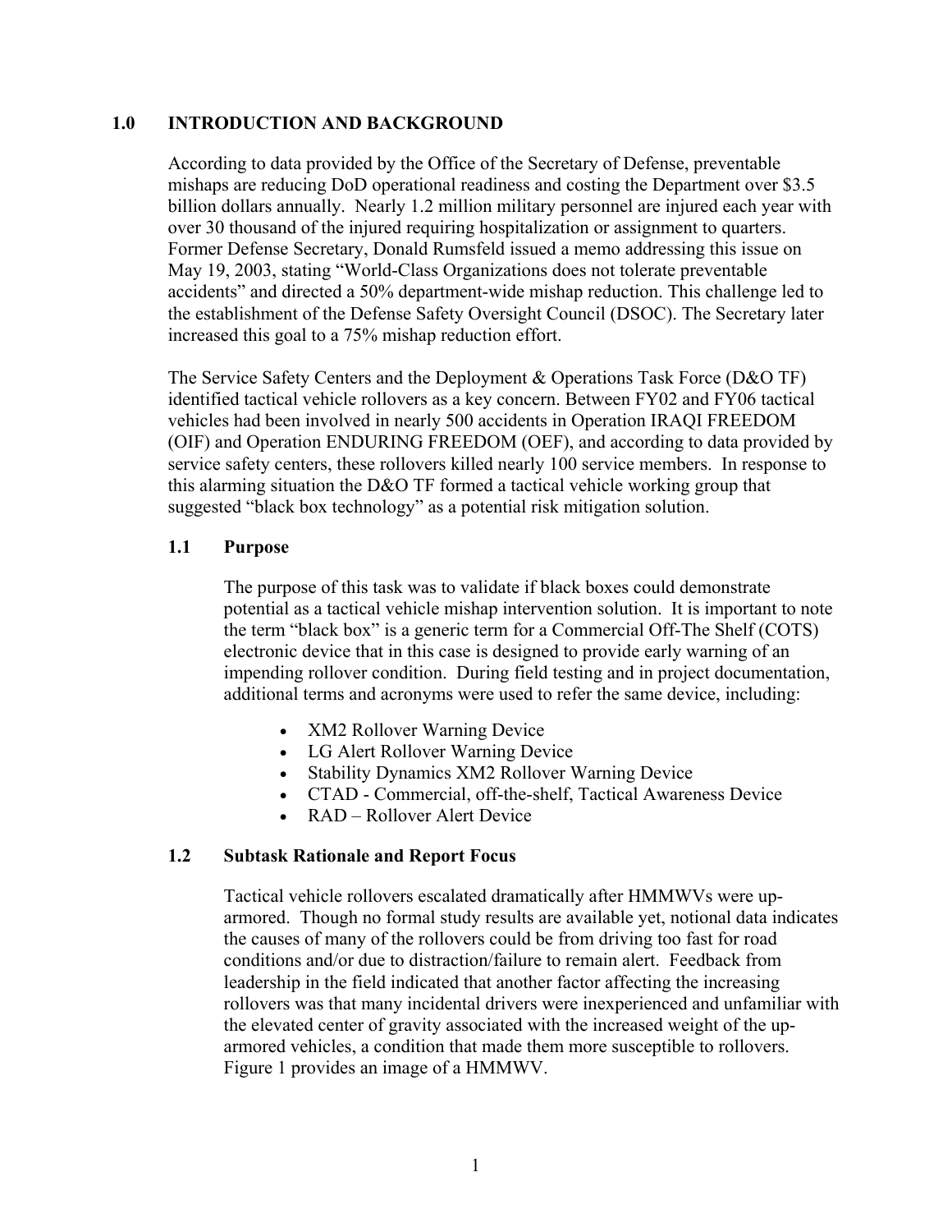# 1.0 INTRODUCTION AND BACKGROUND

According to data provided by the Office of the Secretary of Defense, preventable mishaps are reducing DoD operational readiness and costing the Department over $3.5 billion dollars annually. Nearly 1.2 million military personnel are injured each year with over 30 thousand of the injured requiring hospitalization or assignment to quarters. Former Defense Secretary, Donald Rumsfeld issued a memo addressing this issue on May 19, 2003, stating "World-Class Organizations does not tolerate preventable accidents" and directed a 50% department-wide mishap reduction. This challenge led to the establishment of the Defense Safety Oversight Council (DSOC). The Secretary later increased this goal to a 75% mishap reduction effort.

The Service Safety Centers and the Deployment & Operations Task Force (D&O TF) identified tactical vehicle rollovers as a key concern. Between FY02 and FY06 tactical vehicles had been involved in nearly 500 accidents in Operation IRAQI FREEDOM (OIF) and Operation ENDURING FREEDOM (OEF), and according to data provided by service safety centers, these rollovers killed nearly 100 service members. In response to this alarming situation the D&O TF formed a tactical vehicle working group that suggested "black box technology" as a potential risk mitigation solution.

## 1.1 Purpose

The purpose of this task was to validate if black boxes could demonstrate potential as a tactical vehicle mishap intervention solution. It is important to note the term "black box" is a generic term for a Commercial Off-The Shelf (COTS) electronic device that in this case is designed to provide early warning of an impending rollover condition. During field testing and in project documentation, additional terms and acronyms were used to refer the same device, including:

- XM2 Rollover Warning Device
- LG Alert Rollover Warning Device
- Stability Dynamics XM2 Rollover Warning Device
- CTAD - Commercial, off-the-shelf, Tactical Awareness Device
- RAD – Rollover Alert Device

## 1.2 Subtask Rationale and Report Focus

Tactical vehicle rollovers escalated dramatically after HMMWVs were up-armored. Though no formal study results are available yet, notional data indicates the causes of many of the rollovers could be from driving too fast for road conditions and/or due to distraction/failure to remain alert. Feedback from leadership in the field indicated that another factor affecting the increasing rollovers was that many incidental drivers were inexperienced and unfamiliar with the elevated center of gravity associated with the increased weight of the up-armored vehicles, a condition that made them more susceptible to rollovers. Figure 1 provides an image of a HMMWV.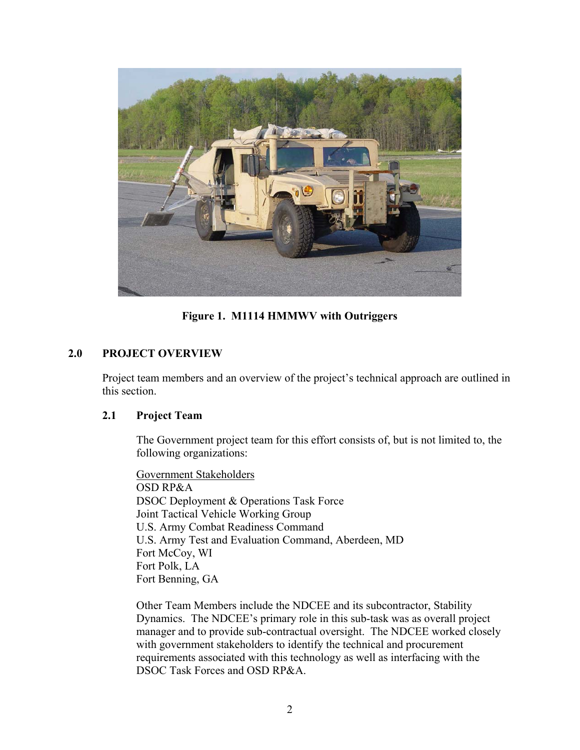Figure 1. M1114 HMMWV with Outriggers

## 2.0 PROJECT OVERVIEW

Project team members and an overview of the project's technical approach are outlined in this section.

### 2.1 Project Team

The Government project team for this effort consists of, but is not limited to, the following organizations:

Government Stakeholders
OSD RP&A
DSOC Deployment & Operations Task Force
Joint Tactical Vehicle Working Group
U.S. Army Combat Readiness Command
U.S. Army Test and Evaluation Command, Aberdeen, MD
Fort McCoy, WI
Fort Polk, LA
Fort Benning, GA

Other Team Members include the NDCEE and its subcontractor, Stability Dynamics. The NDCEE's primary role in this sub-task was as overall project manager and to provide sub-contractual oversight. The NDCEE worked closely with government stakeholders to identify the technical and procurement requirements associated with this technology as well as interfacing with the DSOC Task Forces and OSD RP&A.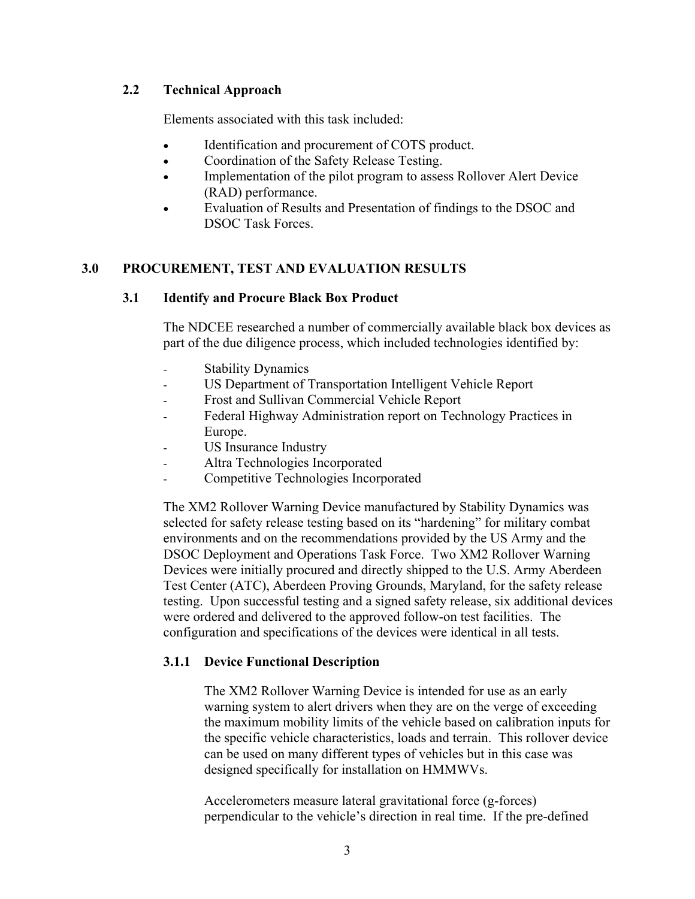### 2.2 Technical Approach

Elements associated with this task included:

- Identification and procurement of COTS product.
- Coordination of the Safety Release Testing.
- Implementation of the pilot program to assess Rollover Alert Device (RAD) performance.
- Evaluation of Results and Presentation of findings to the DSOC and DSOC Task Forces.

## 3.0 PROCUREMENT, TEST AND EVALUATION RESULTS

### 3.1 Identify and Procure Black Box Product

The NDCEE researched a number of commercially available black box devices as part of the due diligence process, which included technologies identified by:

- Stability Dynamics
- US Department of Transportation Intelligent Vehicle Report
- Frost and Sullivan Commercial Vehicle Report
- Federal Highway Administration report on Technology Practices in Europe.
- US Insurance Industry
- Altra Technologies Incorporated
- Competitive Technologies Incorporated

The XM2 Rollover Warning Device manufactured by Stability Dynamics was selected for safety release testing based on its "hardening" for military combat environments and on the recommendations provided by the US Army and the DSOC Deployment and Operations Task Force. Two XM2 Rollover Warning Devices were initially procured and directly shipped to the U.S. Army Aberdeen Test Center (ATC), Aberdeen Proving Grounds, Maryland, for the safety release testing. Upon successful testing and a signed safety release, six additional devices were ordered and delivered to the approved follow-on test facilities. The configuration and specifications of the devices were identical in all tests.

#### 3.1.1 Device Functional Description

The XM2 Rollover Warning Device is intended for use as an early warning system to alert drivers when they are on the verge of exceeding the maximum mobility limits of the vehicle based on calibration inputs for the specific vehicle characteristics, loads and terrain. This rollover device can be used on many different types of vehicles but in this case was designed specifically for installation on HMMWVs.

Accelerometers measure lateral gravitational force (g-forces) perpendicular to the vehicle's direction in real time. If the pre-defined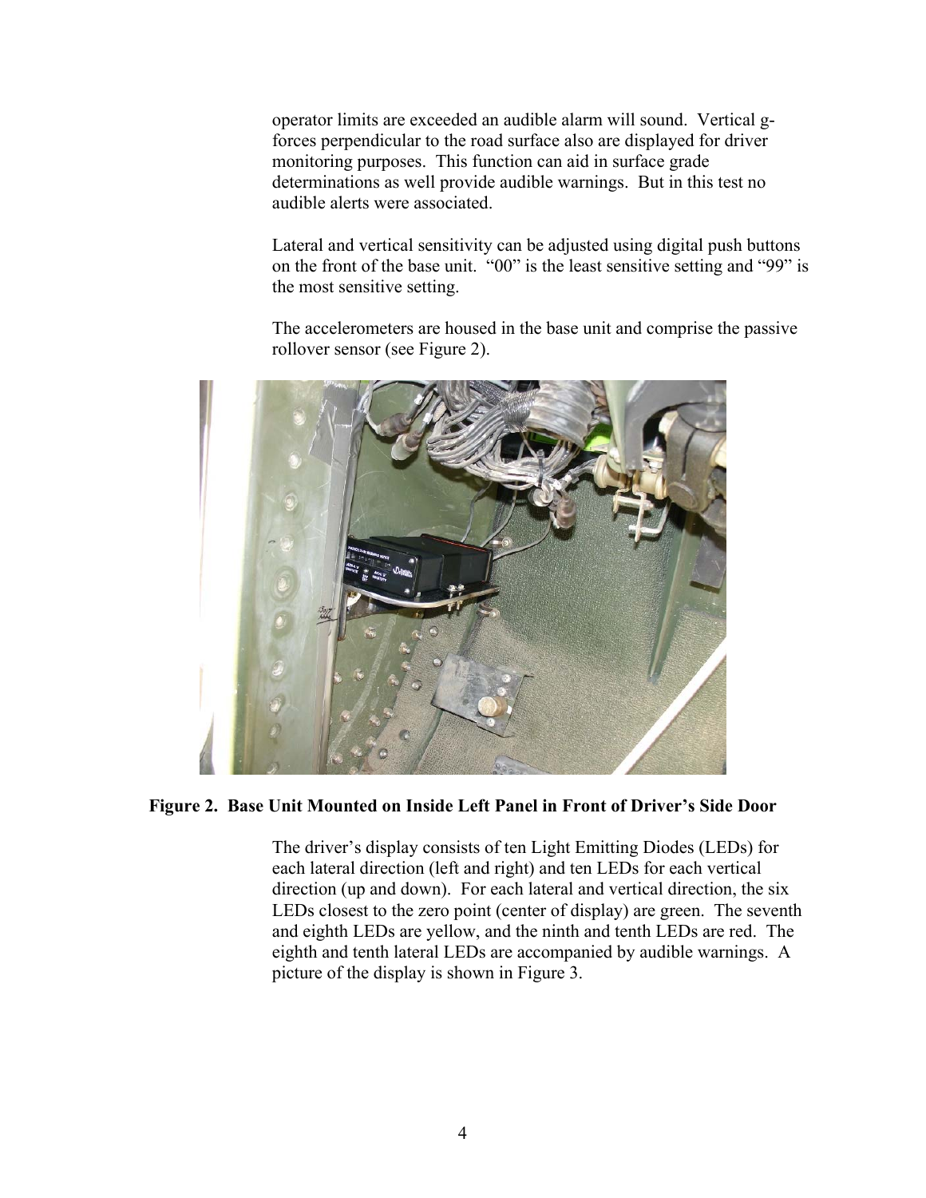operator limits are exceeded an audible alarm will sound. Vertical g-forces perpendicular to the road surface also are displayed for driver monitoring purposes. This function can aid in surface grade determinations as well provide audible warnings. But in this test no audible alerts were associated.

Lateral and vertical sensitivity can be adjusted using digital push buttons on the front of the base unit. “00” is the least sensitive setting and “99” is the most sensitive setting.

The accelerometers are housed in the base unit and comprise the passive rollover sensor (see Figure 2).

**Figure 2. Base Unit Mounted on Inside Left Panel in Front of Driver’s Side Door**

The driver’s display consists of ten Light Emitting Diodes (LEDs) for each lateral direction (left and right) and ten LEDs for each vertical direction (up and down). For each lateral and vertical direction, the six LEDs closest to the zero point (center of display) are green. The seventh and eighth LEDs are yellow, and the ninth and tenth LEDs are red. The eighth and tenth lateral LEDs are accompanied by audible warnings. A picture of the display is shown in Figure 3.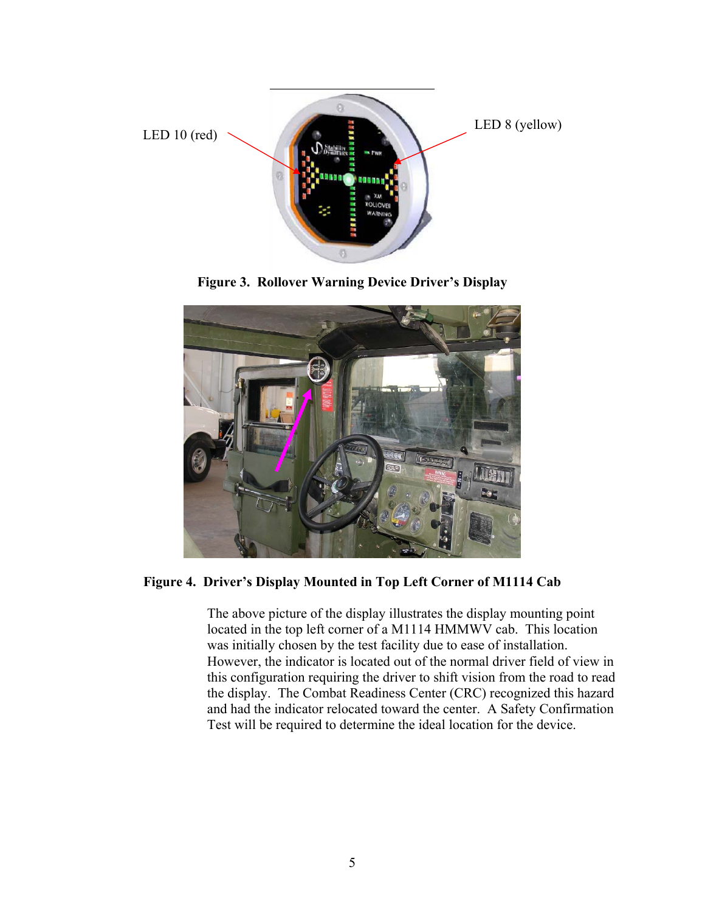LED 10 (red)

LED 8 (yellow)

**Figure 3. Rollover Warning Device Driver's Display**

**Figure 4. Driver's Display Mounted in Top Left Corner of M1114 Cab**

The above picture of the display illustrates the display mounting point located in the top left corner of a M1114 HMMWV cab. This location was initially chosen by the test facility due to ease of installation. However, the indicator is located out of the normal driver field of view in this configuration requiring the driver to shift vision from the road to read the display. The Combat Readiness Center (CRC) recognized this hazard and had the indicator relocated toward the center. A Safety Confirmation Test will be required to determine the ideal location for the device.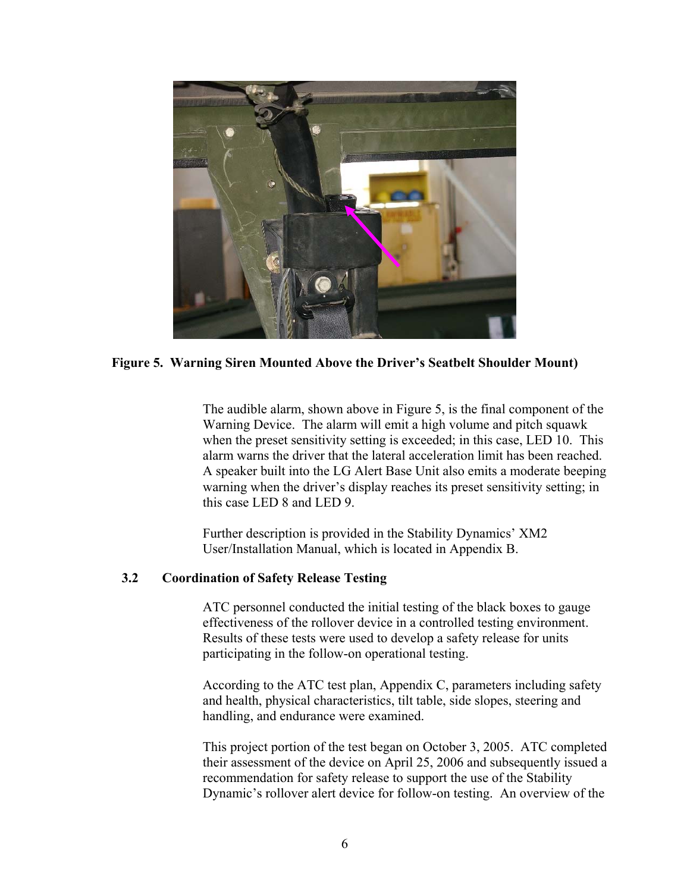**Figure 5. Warning Siren Mounted Above the Driver's Seatbelt Shoulder Mount)**

The audible alarm, shown above in Figure 5, is the final component of the Warning Device. The alarm will emit a high volume and pitch squawk when the preset sensitivity setting is exceeded; in this case, LED 10. This alarm warns the driver that the lateral acceleration limit has been reached. A speaker built into the LG Alert Base Unit also emits a moderate beeping warning when the driver's display reaches its preset sensitivity setting; in this case LED 8 and LED 9.

Further description is provided in the Stability Dynamics' XM2 User/Installation Manual, which is located in Appendix B.

### 3.2 Coordination of Safety Release Testing

ATC personnel conducted the initial testing of the black boxes to gauge effectiveness of the rollover device in a controlled testing environment. Results of these tests were used to develop a safety release for units participating in the follow-on operational testing.

According to the ATC test plan, Appendix C, parameters including safety and health, physical characteristics, tilt table, side slopes, steering and handling, and endurance were examined.

This project portion of the test began on October 3, 2005. ATC completed their assessment of the device on April 25, 2006 and subsequently issued a recommendation for safety release to support the use of the Stability Dynamic's rollover alert device for follow-on testing. An overview of the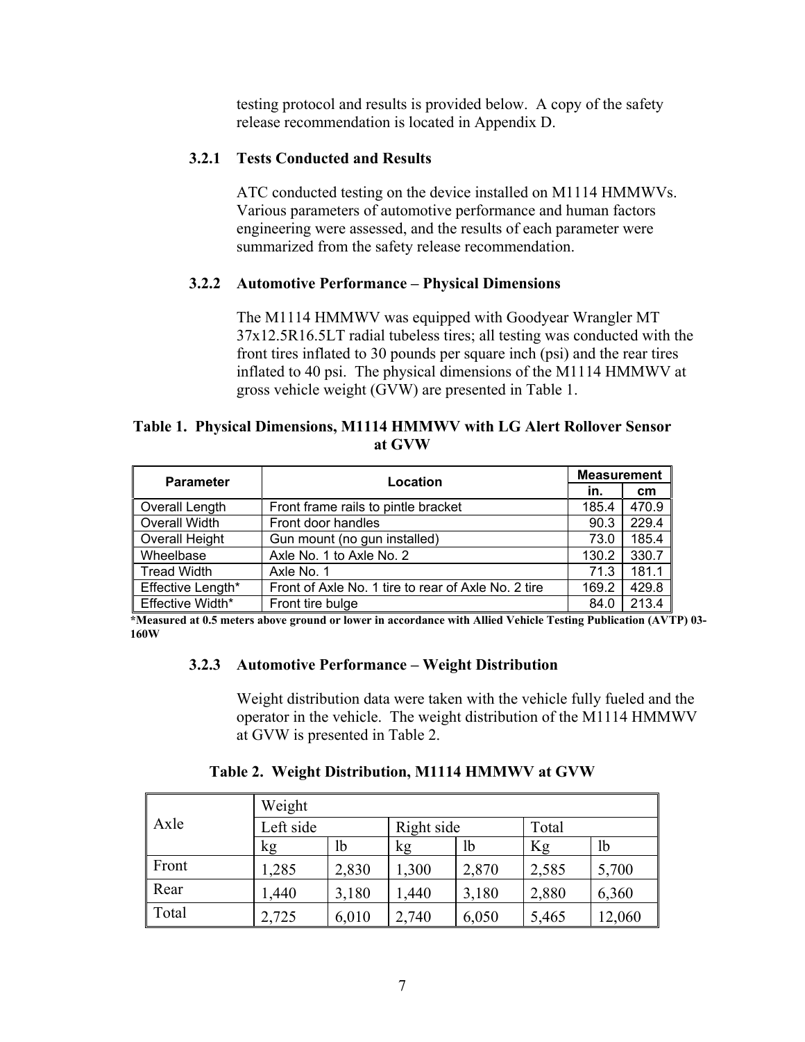testing protocol and results is provided below. A copy of the safety release recommendation is located in Appendix D.

### 3.2.1 Tests Conducted and Results

ATC conducted testing on the device installed on M1114 HMMWVs. Various parameters of automotive performance and human factors engineering were assessed, and the results of each parameter were summarized from the safety release recommendation.

### 3.2.2 Automotive Performance – Physical Dimensions

The M1114 HMMWV was equipped with Goodyear Wrangler MT 37x12.5R16.5LT radial tubeless tires; all testing was conducted with the front tires inflated to 30 pounds per square inch (psi) and the rear tires inflated to 40 psi. The physical dimensions of the M1114 HMMWV at gross vehicle weight (GVW) are presented in Table 1.

**Table 1. Physical Dimensions, M1114 HMMWV with LG Alert Rollover Sensor at GVW**

| Parameter | Location | Measurement | |
|---|---|---|---|
| | | in. | cm |
| Overall Length | Front frame rails to pintle bracket | 185.4 | 470.9 |
| Overall Width | Front door handles | 90.3 | 229.4 |
| Overall Height | Gun mount (no gun installed) | 73.0 | 185.4 |
| Wheelbase | Axle No. 1 to Axle No. 2 | 130.2 | 330.7 |
| Tread Width | Axle No. 1 | 71.3 | 181.1 |
| Effective Length* | Front of Axle No. 1 tire to rear of Axle No. 2 tire | 169.2 | 429.8 |
| Effective Width* | Front tire bulge | 84.0 | 213.4 |

**\*Measured at 0.5 meters above ground or lower in accordance with Allied Vehicle Testing Publication (AVTP) 03-160W**

### 3.2.3 Automotive Performance – Weight Distribution

Weight distribution data were taken with the vehicle fully fueled and the operator in the vehicle. The weight distribution of the M1114 HMMWV at GVW is presented in Table 2.

**Table 2. Weight Distribution, M1114 HMMWV at GVW**

| Axle | Weight | | | | | |
|---|---|---|---|---|---|---|
| | Left side | | Right side | | Total | |
| | kg | lb | kg | lb | Kg | lb |
| Front | 1,285 | 2,830 | 1,300 | 2,870 | 2,585 | 5,700 |
| Rear | 1,440 | 3,180 | 1,440 | 3,180 | 2,880 | 6,360 |
| Total | 2,725 | 6,010 | 2,740 | 6,050 | 5,465 | 12,060 |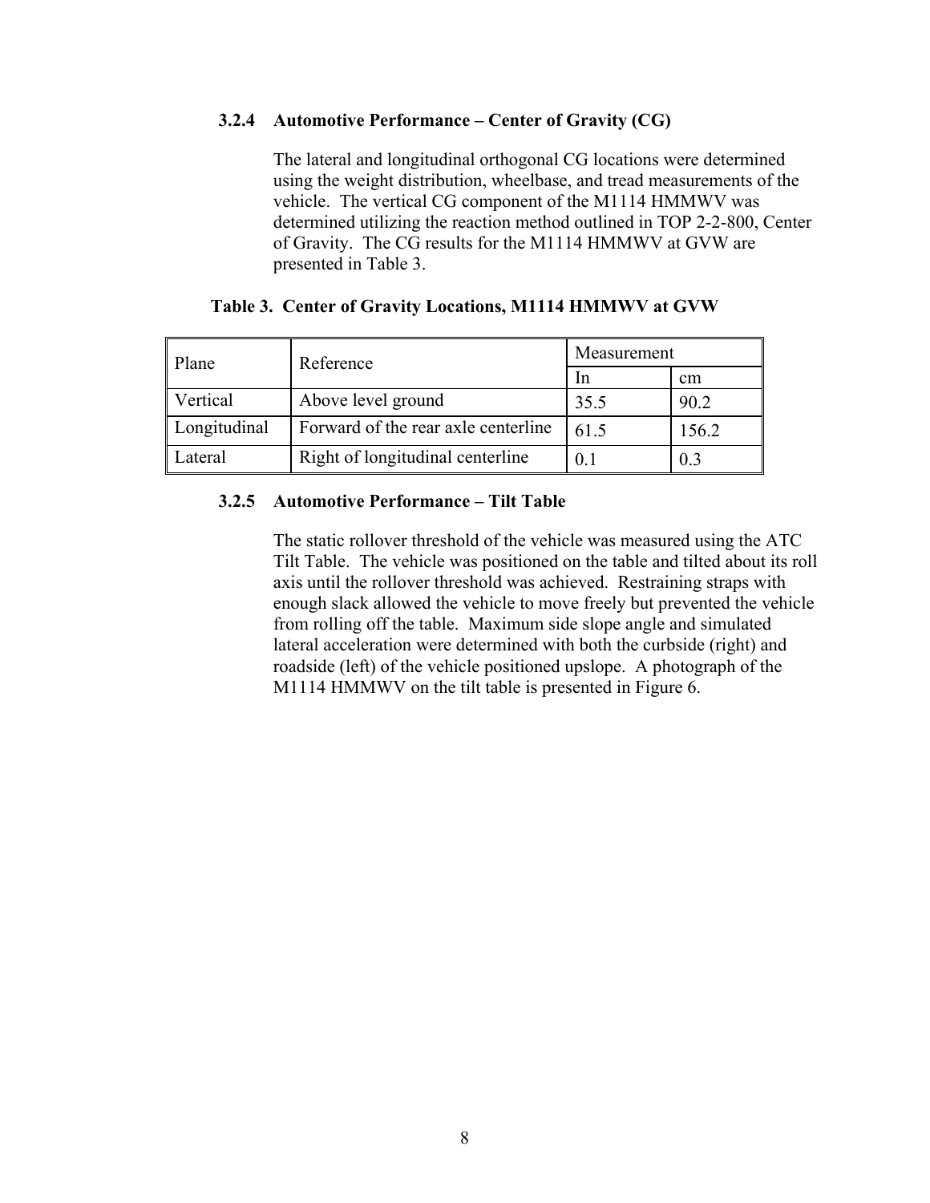### 3.2.4 Automotive Performance – Center of Gravity (CG)

The lateral and longitudinal orthogonal CG locations were determined using the weight distribution, wheelbase, and tread measurements of the vehicle. The vertical CG component of the M1114 HMMWV was determined utilizing the reaction method outlined in TOP 2-2-800, Center of Gravity. The CG results for the M1114 HMMWV at GVW are presented in Table 3.

**Table 3. Center of Gravity Locations, M1114 HMMWV at GVW**

| Plane | Reference | Measurement | |
|---|---|---|---|
| | | In | cm |
| Vertical | Above level ground | 35.5 | 90.2 |
| Longitudinal | Forward of the rear axle centerline | 61.5 | 156.2 |
| Lateral | Right of longitudinal centerline | 0.1 | 0.3 |

### 3.2.5 Automotive Performance – Tilt Table

The static rollover threshold of the vehicle was measured using the ATC Tilt Table. The vehicle was positioned on the table and tilted about its roll axis until the rollover threshold was achieved. Restraining straps with enough slack allowed the vehicle to move freely but prevented the vehicle from rolling off the table. Maximum side slope angle and simulated lateral acceleration were determined with both the curbside (right) and roadside (left) of the vehicle positioned upslope. A photograph of the M1114 HMMWV on the tilt table is presented in Figure 6.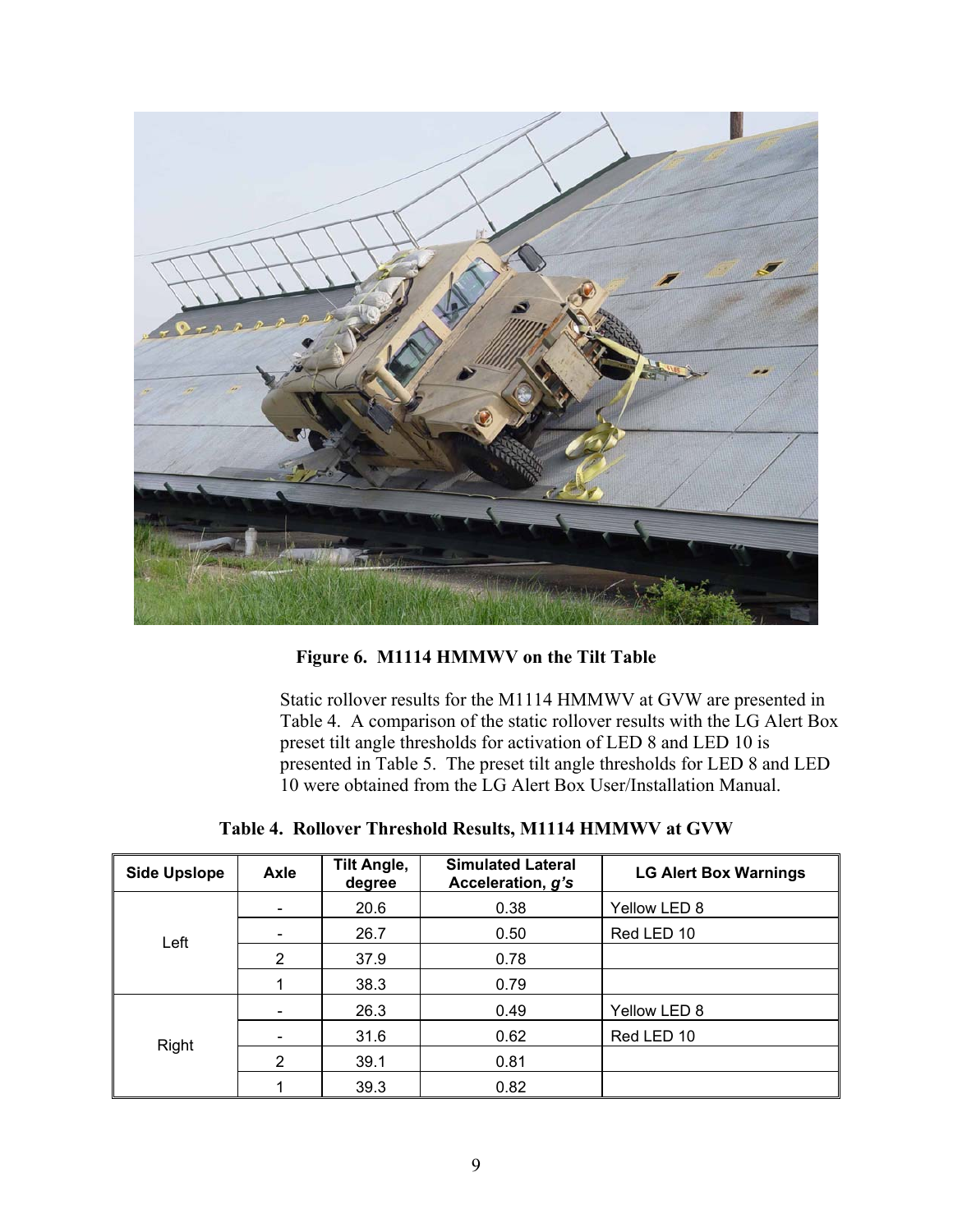**Figure 6. M1114 HMMWV on the Tilt Table**

Static rollover results for the M1114 HMMWV at GVW are presented in Table 4. A comparison of the static rollover results with the LG Alert Box preset tilt angle thresholds for activation of LED 8 and LED 10 is presented in Table 5. The preset tilt angle thresholds for LED 8 and LED 10 were obtained from the LG Alert Box User/Installation Manual.

**Table 4. Rollover Threshold Results, M1114 HMMWV at GVW**

| Side Upslope | Axle | Tilt Angle, degree | Simulated Lateral Acceleration, *g's* | LG Alert Box Warnings |
|---|---|---|---|---|
| Left | - | 20.6 | 0.38 | Yellow LED 8 |
| | - | 26.7 | 0.50 | Red LED 10 |
| | 2 | 37.9 | 0.78 | |
| | 1 | 38.3 | 0.79 | |
| Right | - | 26.3 | 0.49 | Yellow LED 8 |
| | - | 31.6 | 0.62 | Red LED 10 |
| | 2 | 39.1 | 0.81 | |
| | 1 | 39.3 | 0.82 | |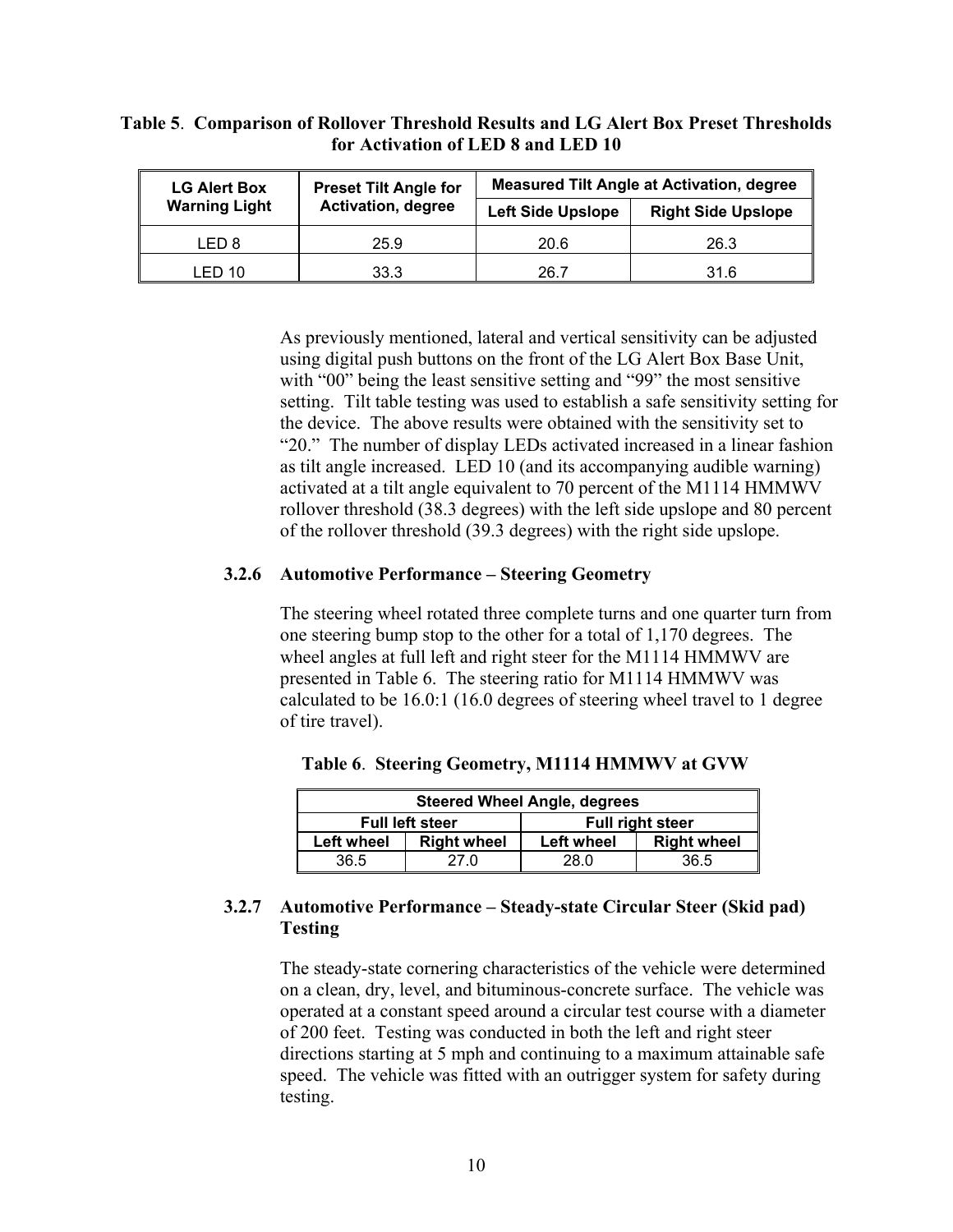**Table 5**. **Comparison of Rollover Threshold Results and LG Alert Box Preset Thresholds for Activation of LED 8 and LED 10**

| LG Alert Box Warning Light | Preset Tilt Angle for Activation, degree | Measured Tilt Angle at Activation, degree | |
|---|---|---|---|
| | | Left Side Upslope | Right Side Upslope |
| LED 8 | 25.9 | 20.6 | 26.3 |
| LED 10 | 33.3 | 26.7 | 31.6 |

As previously mentioned, lateral and vertical sensitivity can be adjusted using digital push buttons on the front of the LG Alert Box Base Unit, with “00” being the least sensitive setting and “99” the most sensitive setting. Tilt table testing was used to establish a safe sensitivity setting for the device. The above results were obtained with the sensitivity set to “20.” The number of display LEDs activated increased in a linear fashion as tilt angle increased. LED 10 (and its accompanying audible warning) activated at a tilt angle equivalent to 70 percent of the M1114 HMMWV rollover threshold (38.3 degrees) with the left side upslope and 80 percent of the rollover threshold (39.3 degrees) with the right side upslope.

### 3.2.6 Automotive Performance – Steering Geometry

The steering wheel rotated three complete turns and one quarter turn from one steering bump stop to the other for a total of 1,170 degrees. The wheel angles at full left and right steer for the M1114 HMMWV are presented in Table 6. The steering ratio for M1114 HMMWV was calculated to be 16.0:1 (16.0 degrees of steering wheel travel to 1 degree of tire travel).

**Table 6**. **Steering Geometry, M1114 HMMWV at GVW**

| Steered Wheel Angle, degrees | | | |
|---|---|---|---|
| Full left steer | | Full right steer | |
| Left wheel | Right wheel | Left wheel | Right wheel |
| 36.5 | 27.0 | 28.0 | 36.5 |

### 3.2.7 Automotive Performance – Steady-state Circular Steer (Skid pad) Testing

The steady-state cornering characteristics of the vehicle were determined on a clean, dry, level, and bituminous-concrete surface. The vehicle was operated at a constant speed around a circular test course with a diameter of 200 feet. Testing was conducted in both the left and right steer directions starting at 5 mph and continuing to a maximum attainable safe speed. The vehicle was fitted with an outrigger system for safety during testing.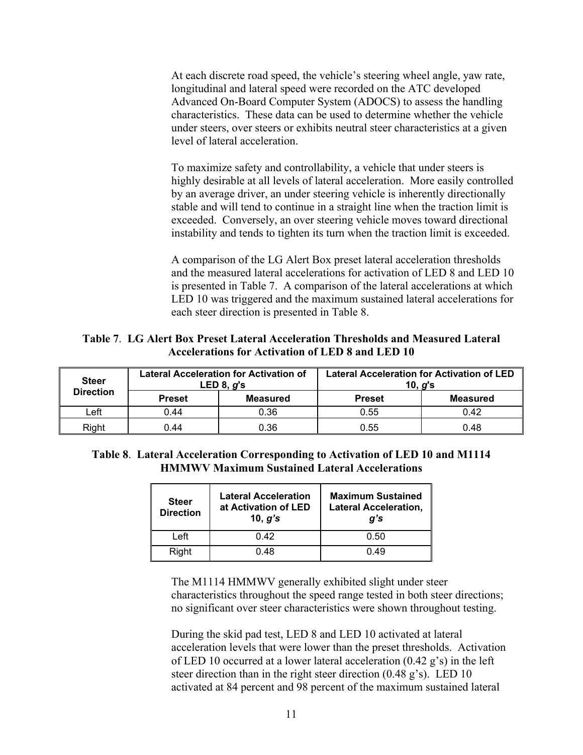At each discrete road speed, the vehicle's steering wheel angle, yaw rate, longitudinal and lateral speed were recorded on the ATC developed Advanced On-Board Computer System (ADOCS) to assess the handling characteristics. These data can be used to determine whether the vehicle under steers, over steers or exhibits neutral steer characteristics at a given level of lateral acceleration.

To maximize safety and controllability, a vehicle that under steers is highly desirable at all levels of lateral acceleration. More easily controlled by an average driver, an under steering vehicle is inherently directionally stable and will tend to continue in a straight line when the traction limit is exceeded. Conversely, an over steering vehicle moves toward directional instability and tends to tighten its turn when the traction limit is exceeded.

A comparison of the LG Alert Box preset lateral acceleration thresholds and the measured lateral accelerations for activation of LED 8 and LED 10 is presented in Table 7. A comparison of the lateral accelerations at which LED 10 was triggered and the maximum sustained lateral accelerations for each steer direction is presented in Table 8.

**Table 7**. **LG Alert Box Preset Lateral Acceleration Thresholds and Measured Lateral Accelerations for Activation of LED 8 and LED 10**

| Steer Direction | Lateral Acceleration for Activation of LED 8, *g*'s | | Lateral Acceleration for Activation of LED 10, *g*'s | |
|---|---|---|---|---|
| | Preset | Measured | Preset | Measured |
| Left | 0.44 | 0.36 | 0.55 | 0.42 |
| Right | 0.44 | 0.36 | 0.55 | 0.48 |

**Table 8**. **Lateral Acceleration Corresponding to Activation of LED 10 and M1114 HMMWV Maximum Sustained Lateral Accelerations**

| Steer Direction | Lateral Acceleration at Activation of LED 10, *g's* | Maximum Sustained Lateral Acceleration, *g's* |
|---|---|---|
| Left | 0.42 | 0.50 |
| Right | 0.48 | 0.49 |

The M1114 HMMWV generally exhibited slight under steer characteristics throughout the speed range tested in both steer directions; no significant over steer characteristics were shown throughout testing.

During the skid pad test, LED 8 and LED 10 activated at lateral acceleration levels that were lower than the preset thresholds. Activation of LED 10 occurred at a lower lateral acceleration (0.42 g's) in the left steer direction than in the right steer direction (0.48 g's). LED 10 activated at 84 percent and 98 percent of the maximum sustained lateral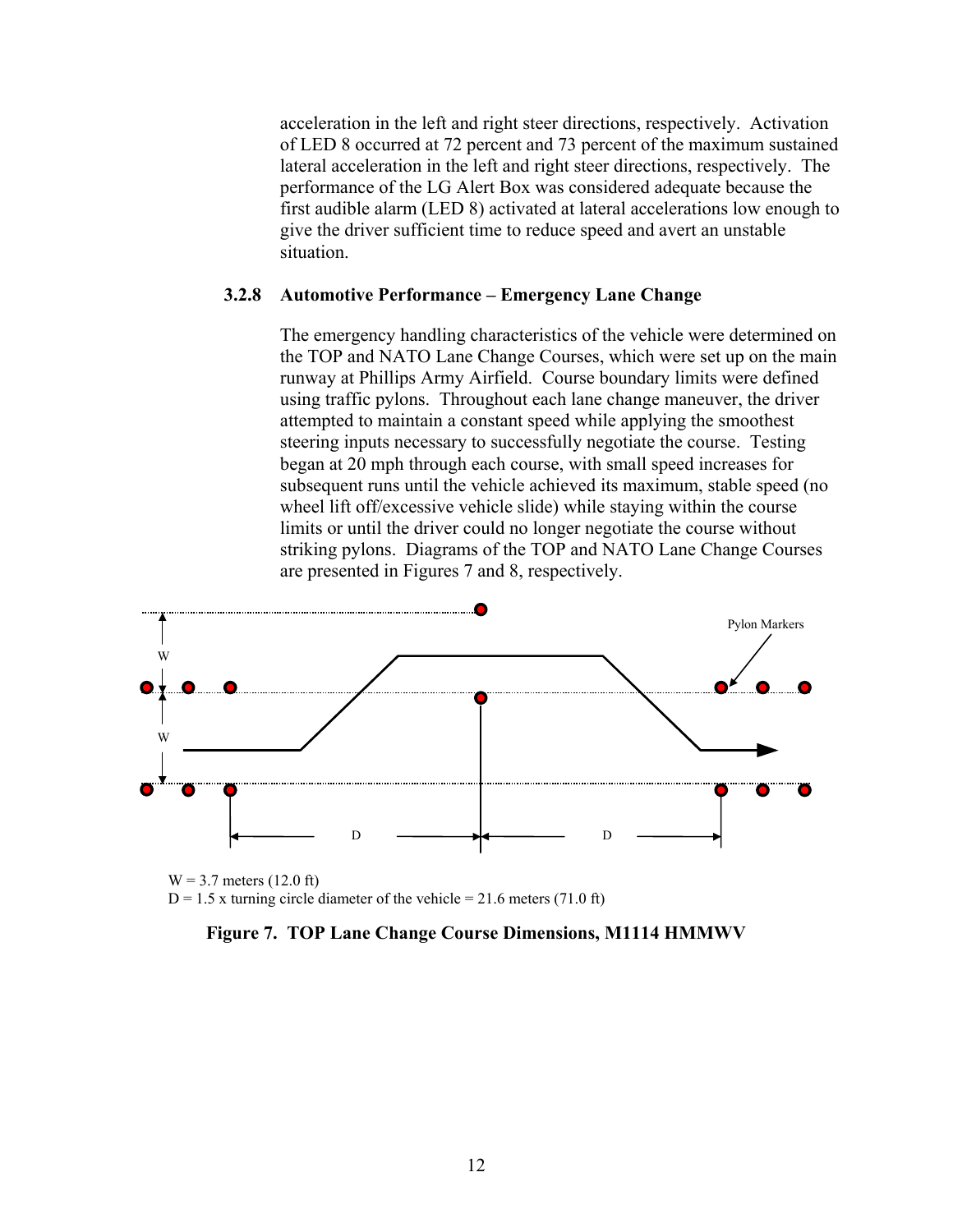acceleration in the left and right steer directions, respectively. Activation of LED 8 occurred at 72 percent and 73 percent of the maximum sustained lateral acceleration in the left and right steer directions, respectively. The performance of the LG Alert Box was considered adequate because the first audible alarm (LED 8) activated at lateral accelerations low enough to give the driver sufficient time to reduce speed and avert an unstable situation.

### 3.2.8 Automotive Performance – Emergency Lane Change

The emergency handling characteristics of the vehicle were determined on the TOP and NATO Lane Change Courses, which were set up on the main runway at Phillips Army Airfield. Course boundary limits were defined using traffic pylons. Throughout each lane change maneuver, the driver attempted to maintain a constant speed while applying the smoothest steering inputs necessary to successfully negotiate the course. Testing began at 20 mph through each course, with small speed increases for subsequent runs until the vehicle achieved its maximum, stable speed (no wheel lift off/excessive vehicle slide) while staying within the course limits or until the driver could no longer negotiate the course without striking pylons. Diagrams of the TOP and NATO Lane Change Courses are presented in Figures 7 and 8, respectively.

Pylon Markers

W

W

D D

W = 3.7 meters (12.0 ft)
D = 1.5 x turning circle diameter of the vehicle = 21.6 meters (71.0 ft)

**Figure 7. TOP Lane Change Course Dimensions, M1114 HMMWV**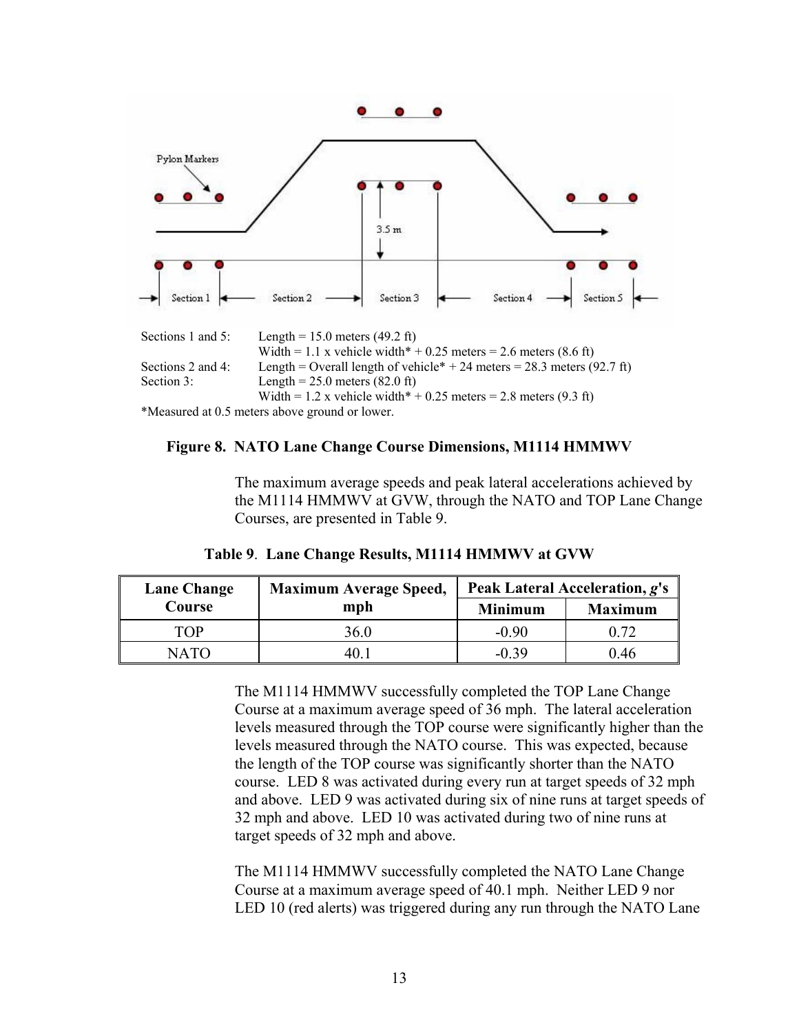Sections 1 and 5: Length = 15.0 meters (49.2 ft)
Width = 1.1 x vehicle width* + 0.25 meters = 2.6 meters (8.6 ft)
Sections 2 and 4: Length = Overall length of vehicle* + 24 meters = 28.3 meters (92.7 ft)
Section 3: Length = 25.0 meters (82.0 ft)
Width = 1.2 x vehicle width* + 0.25 meters = 2.8 meters (9.3 ft)
*Measured at 0.5 meters above ground or lower.

**Figure 8. NATO Lane Change Course Dimensions, M1114 HMMWV**

The maximum average speeds and peak lateral accelerations achieved by the M1114 HMMWV at GVW, through the NATO and TOP Lane Change Courses, are presented in Table 9.

**Table 9. Lane Change Results, M1114 HMMWV at GVW**

| Lane Change Course | Maximum Average Speed, mph | Peak Lateral Acceleration, *g*'s | |
|---|---|---|---|
| | | Minimum | Maximum |
| TOP | 36.0 | -0.90 | 0.72 |
| NATO | 40.1 | -0.39 | 0.46 |

The M1114 HMMWV successfully completed the TOP Lane Change Course at a maximum average speed of 36 mph. The lateral acceleration levels measured through the TOP course were significantly higher than the levels measured through the NATO course. This was expected, because the length of the TOP course was significantly shorter than the NATO course. LED 8 was activated during every run at target speeds of 32 mph and above. LED 9 was activated during six of nine runs at target speeds of 32 mph and above. LED 10 was activated during two of nine runs at target speeds of 32 mph and above.

The M1114 HMMWV successfully completed the NATO Lane Change Course at a maximum average speed of 40.1 mph. Neither LED 9 nor LED 10 (red alerts) was triggered during any run through the NATO Lane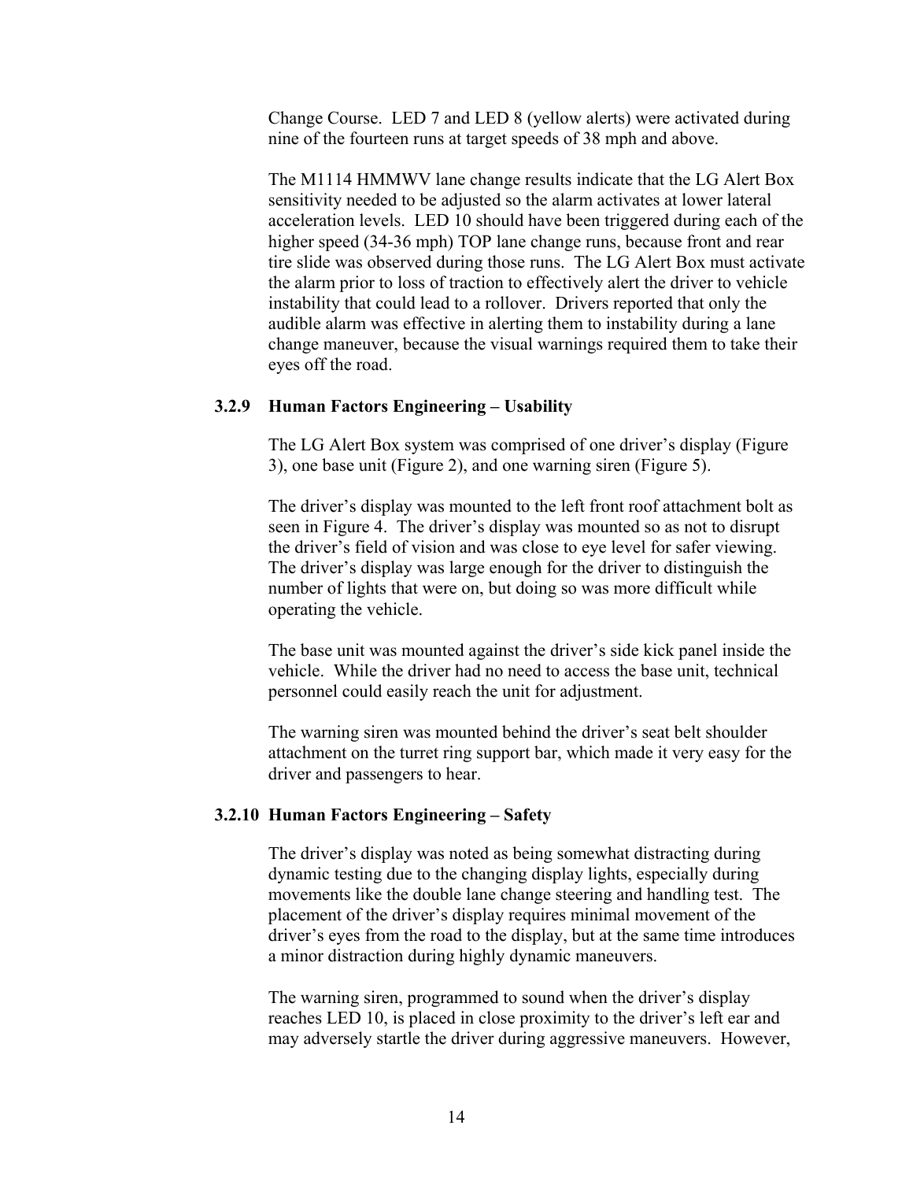Change Course. LED 7 and LED 8 (yellow alerts) were activated during nine of the fourteen runs at target speeds of 38 mph and above.

The M1114 HMMWV lane change results indicate that the LG Alert Box sensitivity needed to be adjusted so the alarm activates at lower lateral acceleration levels. LED 10 should have been triggered during each of the higher speed (34-36 mph) TOP lane change runs, because front and rear tire slide was observed during those runs. The LG Alert Box must activate the alarm prior to loss of traction to effectively alert the driver to vehicle instability that could lead to a rollover. Drivers reported that only the audible alarm was effective in alerting them to instability during a lane change maneuver, because the visual warnings required them to take their eyes off the road.

### 3.2.9 Human Factors Engineering – Usability

The LG Alert Box system was comprised of one driver's display (Figure 3), one base unit (Figure 2), and one warning siren (Figure 5).

The driver's display was mounted to the left front roof attachment bolt as seen in Figure 4. The driver's display was mounted so as not to disrupt the driver's field of vision and was close to eye level for safer viewing. The driver's display was large enough for the driver to distinguish the number of lights that were on, but doing so was more difficult while operating the vehicle.

The base unit was mounted against the driver's side kick panel inside the vehicle. While the driver had no need to access the base unit, technical personnel could easily reach the unit for adjustment.

The warning siren was mounted behind the driver's seat belt shoulder attachment on the turret ring support bar, which made it very easy for the driver and passengers to hear.

### 3.2.10 Human Factors Engineering – Safety

The driver's display was noted as being somewhat distracting during dynamic testing due to the changing display lights, especially during movements like the double lane change steering and handling test. The placement of the driver's display requires minimal movement of the driver's eyes from the road to the display, but at the same time introduces a minor distraction during highly dynamic maneuvers.

The warning siren, programmed to sound when the driver's display reaches LED 10, is placed in close proximity to the driver's left ear and may adversely startle the driver during aggressive maneuvers. However,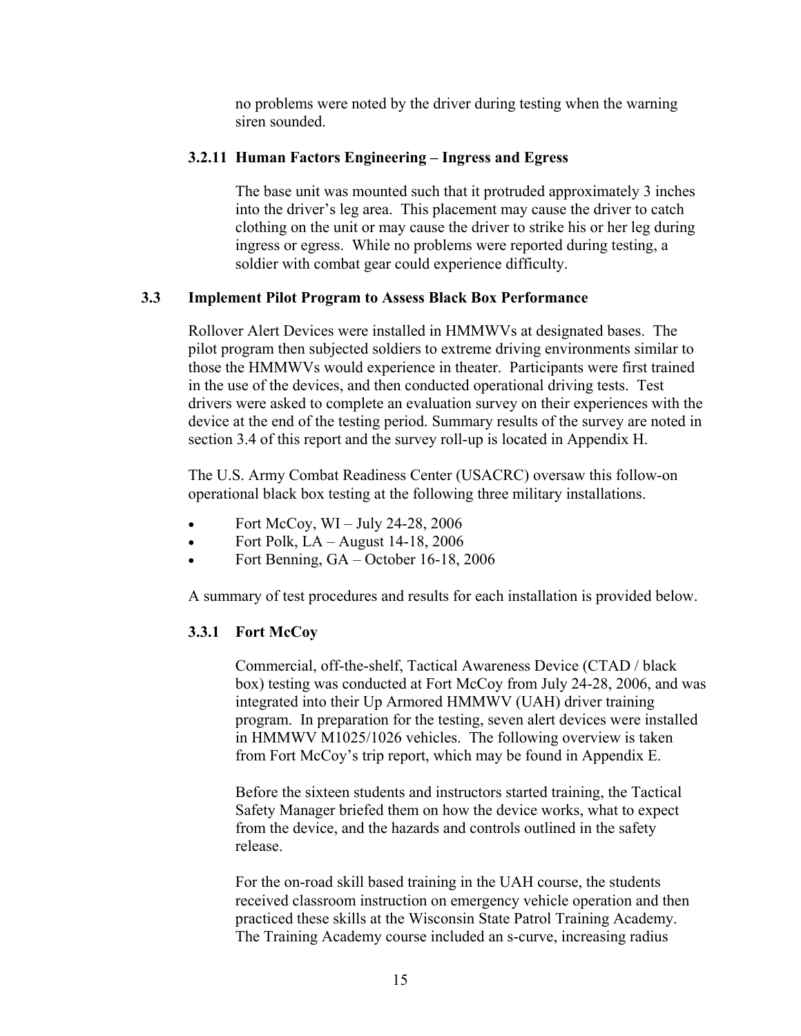no problems were noted by the driver during testing when the warning siren sounded.

#### 3.2.11 Human Factors Engineering – Ingress and Egress

The base unit was mounted such that it protruded approximately 3 inches into the driver's leg area. This placement may cause the driver to catch clothing on the unit or may cause the driver to strike his or her leg during ingress or egress. While no problems were reported during testing, a soldier with combat gear could experience difficulty.

### 3.3 Implement Pilot Program to Assess Black Box Performance

Rollover Alert Devices were installed in HMMWVs at designated bases. The pilot program then subjected soldiers to extreme driving environments similar to those the HMMWVs would experience in theater. Participants were first trained in the use of the devices, and then conducted operational driving tests. Test drivers were asked to complete an evaluation survey on their experiences with the device at the end of the testing period. Summary results of the survey are noted in section 3.4 of this report and the survey roll-up is located in Appendix H.

The U.S. Army Combat Readiness Center (USACRC) oversaw this follow-on operational black box testing at the following three military installations.

- Fort McCoy, WI – July 24-28, 2006
- Fort Polk, LA – August 14-18, 2006
- Fort Benning, GA – October 16-18, 2006

A summary of test procedures and results for each installation is provided below.

#### 3.3.1 Fort McCoy

Commercial, off-the-shelf, Tactical Awareness Device (CTAD / black box) testing was conducted at Fort McCoy from July 24-28, 2006, and was integrated into their Up Armored HMMWV (UAH) driver training program. In preparation for the testing, seven alert devices were installed in HMMWV M1025/1026 vehicles. The following overview is taken from Fort McCoy's trip report, which may be found in Appendix E.

Before the sixteen students and instructors started training, the Tactical Safety Manager briefed them on how the device works, what to expect from the device, and the hazards and controls outlined in the safety release.

For the on-road skill based training in the UAH course, the students received classroom instruction on emergency vehicle operation and then practiced these skills at the Wisconsin State Patrol Training Academy. The Training Academy course included an s-curve, increasing radius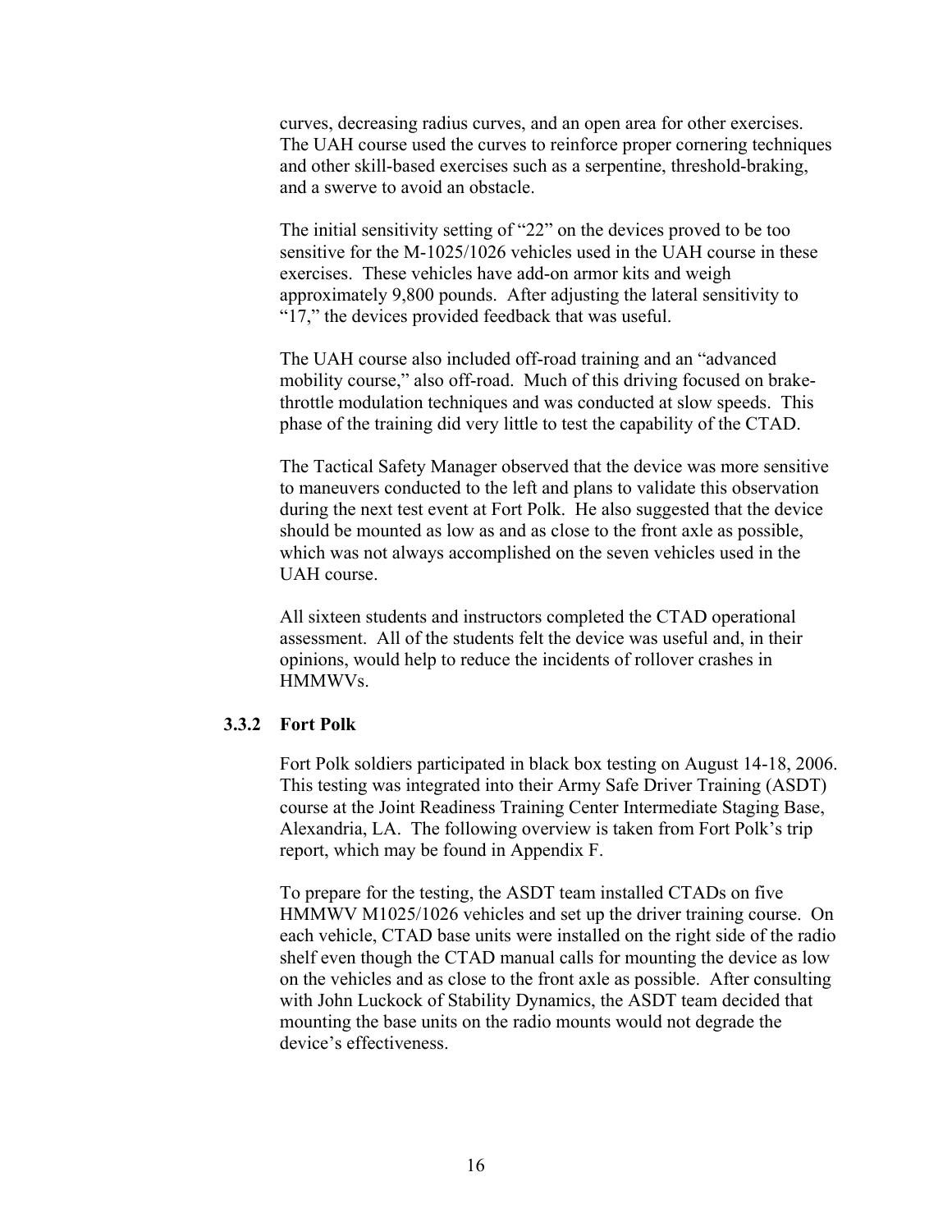curves, decreasing radius curves, and an open area for other exercises. The UAH course used the curves to reinforce proper cornering techniques and other skill-based exercises such as a serpentine, threshold-braking, and a swerve to avoid an obstacle.

The initial sensitivity setting of "22" on the devices proved to be too sensitive for the M-1025/1026 vehicles used in the UAH course in these exercises. These vehicles have add-on armor kits and weigh approximately 9,800 pounds. After adjusting the lateral sensitivity to "17," the devices provided feedback that was useful.

The UAH course also included off-road training and an "advanced mobility course," also off-road. Much of this driving focused on brake-throttle modulation techniques and was conducted at slow speeds. This phase of the training did very little to test the capability of the CTAD.

The Tactical Safety Manager observed that the device was more sensitive to maneuvers conducted to the left and plans to validate this observation during the next test event at Fort Polk. He also suggested that the device should be mounted as low as and as close to the front axle as possible, which was not always accomplished on the seven vehicles used in the UAH course.

All sixteen students and instructors completed the CTAD operational assessment. All of the students felt the device was useful and, in their opinions, would help to reduce the incidents of rollover crashes in HMMWVs.

### 3.3.2 Fort Polk

Fort Polk soldiers participated in black box testing on August 14-18, 2006. This testing was integrated into their Army Safe Driver Training (ASDT) course at the Joint Readiness Training Center Intermediate Staging Base, Alexandria, LA. The following overview is taken from Fort Polk's trip report, which may be found in Appendix F.

To prepare for the testing, the ASDT team installed CTADs on five HMMWV M1025/1026 vehicles and set up the driver training course. On each vehicle, CTAD base units were installed on the right side of the radio shelf even though the CTAD manual calls for mounting the device as low on the vehicles and as close to the front axle as possible. After consulting with John Luckock of Stability Dynamics, the ASDT team decided that mounting the base units on the radio mounts would not degrade the device's effectiveness.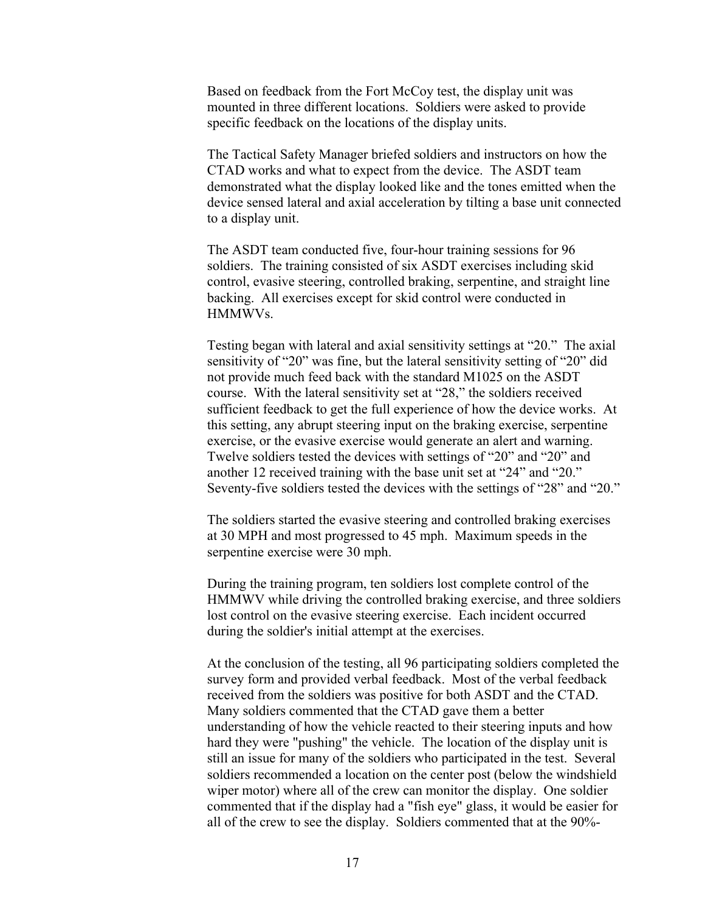Based on feedback from the Fort McCoy test, the display unit was mounted in three different locations. Soldiers were asked to provide specific feedback on the locations of the display units.

The Tactical Safety Manager briefed soldiers and instructors on how the CTAD works and what to expect from the device. The ASDT team demonstrated what the display looked like and the tones emitted when the device sensed lateral and axial acceleration by tilting a base unit connected to a display unit.

The ASDT team conducted five, four-hour training sessions for 96 soldiers. The training consisted of six ASDT exercises including skid control, evasive steering, controlled braking, serpentine, and straight line backing. All exercises except for skid control were conducted in HMMWVs.

Testing began with lateral and axial sensitivity settings at "20." The axial sensitivity of "20" was fine, but the lateral sensitivity setting of "20" did not provide much feed back with the standard M1025 on the ASDT course. With the lateral sensitivity set at "28," the soldiers received sufficient feedback to get the full experience of how the device works. At this setting, any abrupt steering input on the braking exercise, serpentine exercise, or the evasive exercise would generate an alert and warning. Twelve soldiers tested the devices with settings of "20" and "20" and another 12 received training with the base unit set at "24" and "20." Seventy-five soldiers tested the devices with the settings of "28" and "20."

The soldiers started the evasive steering and controlled braking exercises at 30 MPH and most progressed to 45 mph. Maximum speeds in the serpentine exercise were 30 mph.

During the training program, ten soldiers lost complete control of the HMMWV while driving the controlled braking exercise, and three soldiers lost control on the evasive steering exercise. Each incident occurred during the soldier's initial attempt at the exercises.

At the conclusion of the testing, all 96 participating soldiers completed the survey form and provided verbal feedback. Most of the verbal feedback received from the soldiers was positive for both ASDT and the CTAD. Many soldiers commented that the CTAD gave them a better understanding of how the vehicle reacted to their steering inputs and how hard they were "pushing" the vehicle. The location of the display unit is still an issue for many of the soldiers who participated in the test. Several soldiers recommended a location on the center post (below the windshield wiper motor) where all of the crew can monitor the display. One soldier commented that if the display had a "fish eye" glass, it would be easier for all of the crew to see the display. Soldiers commented that at the 90%-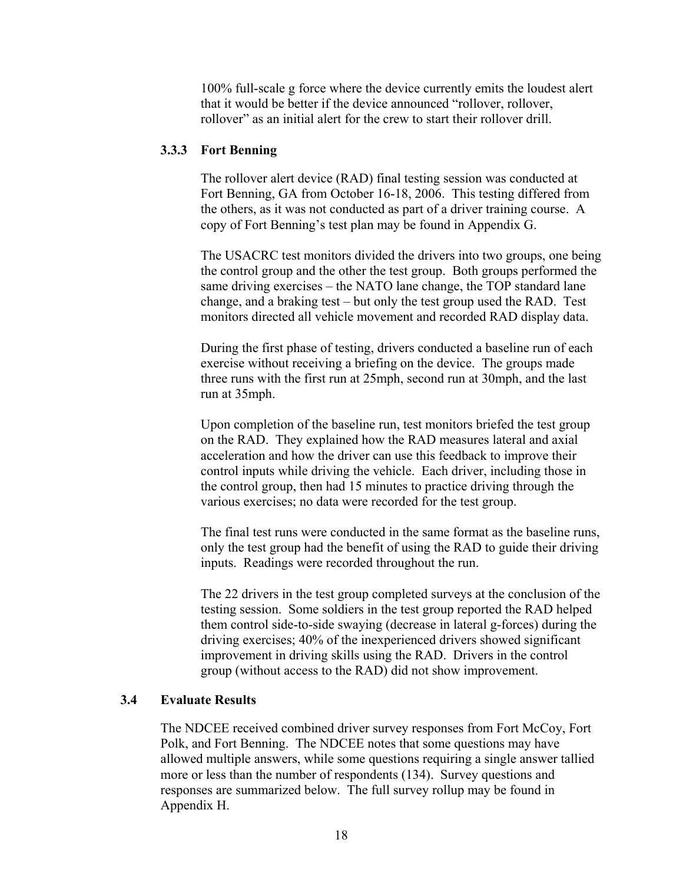100% full-scale g force where the device currently emits the loudest alert that it would be better if the device announced "rollover, rollover, rollover" as an initial alert for the crew to start their rollover drill.

### 3.3.3 Fort Benning

The rollover alert device (RAD) final testing session was conducted at Fort Benning, GA from October 16-18, 2006. This testing differed from the others, as it was not conducted as part of a driver training course. A copy of Fort Benning's test plan may be found in Appendix G.

The USACRC test monitors divided the drivers into two groups, one being the control group and the other the test group. Both groups performed the same driving exercises – the NATO lane change, the TOP standard lane change, and a braking test – but only the test group used the RAD. Test monitors directed all vehicle movement and recorded RAD display data.

During the first phase of testing, drivers conducted a baseline run of each exercise without receiving a briefing on the device. The groups made three runs with the first run at 25mph, second run at 30mph, and the last run at 35mph.

Upon completion of the baseline run, test monitors briefed the test group on the RAD. They explained how the RAD measures lateral and axial acceleration and how the driver can use this feedback to improve their control inputs while driving the vehicle. Each driver, including those in the control group, then had 15 minutes to practice driving through the various exercises; no data were recorded for the test group.

The final test runs were conducted in the same format as the baseline runs, only the test group had the benefit of using the RAD to guide their driving inputs. Readings were recorded throughout the run.

The 22 drivers in the test group completed surveys at the conclusion of the testing session. Some soldiers in the test group reported the RAD helped them control side-to-side swaying (decrease in lateral g-forces) during the driving exercises; 40% of the inexperienced drivers showed significant improvement in driving skills using the RAD. Drivers in the control group (without access to the RAD) did not show improvement.

## 3.4 Evaluate Results

The NDCEE received combined driver survey responses from Fort McCoy, Fort Polk, and Fort Benning. The NDCEE notes that some questions may have allowed multiple answers, while some questions requiring a single answer tallied more or less than the number of respondents (134). Survey questions and responses are summarized below. The full survey rollup may be found in Appendix H.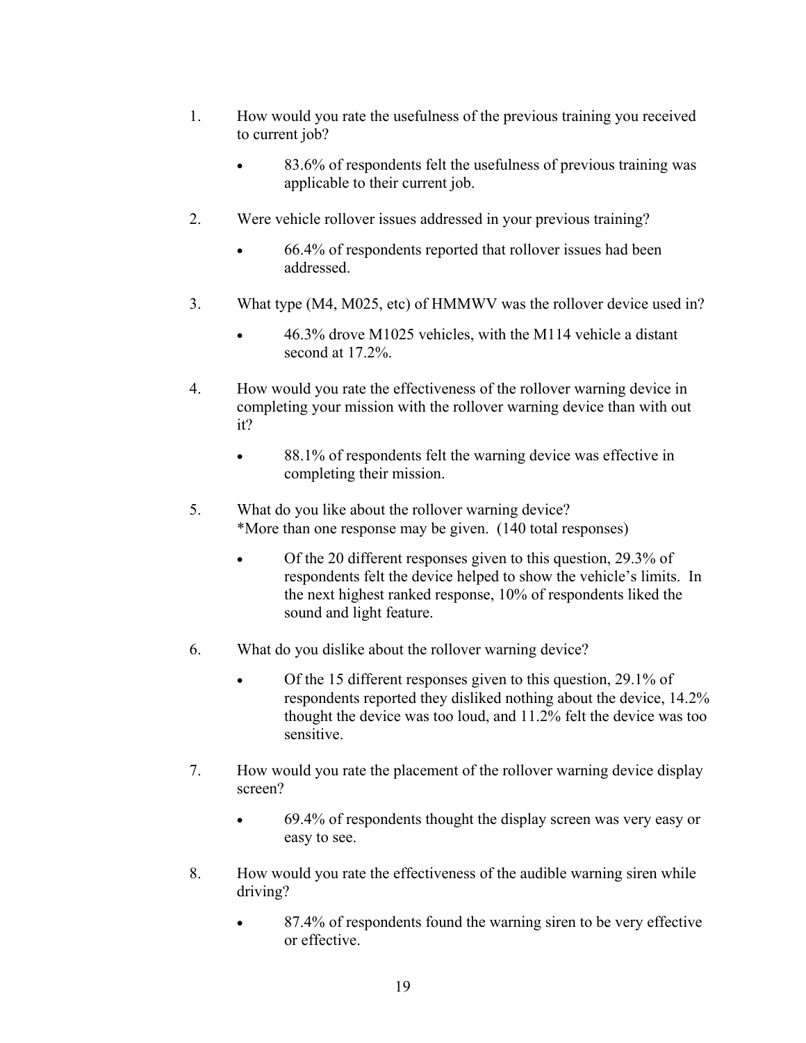1. How would you rate the usefulness of the previous training you received to current job?

    - 83.6% of respondents felt the usefulness of previous training was applicable to their current job.

2. Were vehicle rollover issues addressed in your previous training?

    - 66.4% of respondents reported that rollover issues had been addressed.

3. What type (M4, M025, etc) of HMMWV was the rollover device used in?

    - 46.3% drove M1025 vehicles, with the M114 vehicle a distant second at 17.2%.

4. How would you rate the effectiveness of the rollover warning device in completing your mission with the rollover warning device than with out it?

    - 88.1% of respondents felt the warning device was effective in completing their mission.

5. What do you like about the rollover warning device?
   *More than one response may be given. (140 total responses)

    - Of the 20 different responses given to this question, 29.3% of respondents felt the device helped to show the vehicle's limits. In the next highest ranked response, 10% of respondents liked the sound and light feature.

6. What do you dislike about the rollover warning device?

    - Of the 15 different responses given to this question, 29.1% of respondents reported they disliked nothing about the device, 14.2% thought the device was too loud, and 11.2% felt the device was too sensitive.

7. How would you rate the placement of the rollover warning device display screen?

    - 69.4% of respondents thought the display screen was very easy or easy to see.

8. How would you rate the effectiveness of the audible warning siren while driving?

    - 87.4% of respondents found the warning siren to be very effective or effective.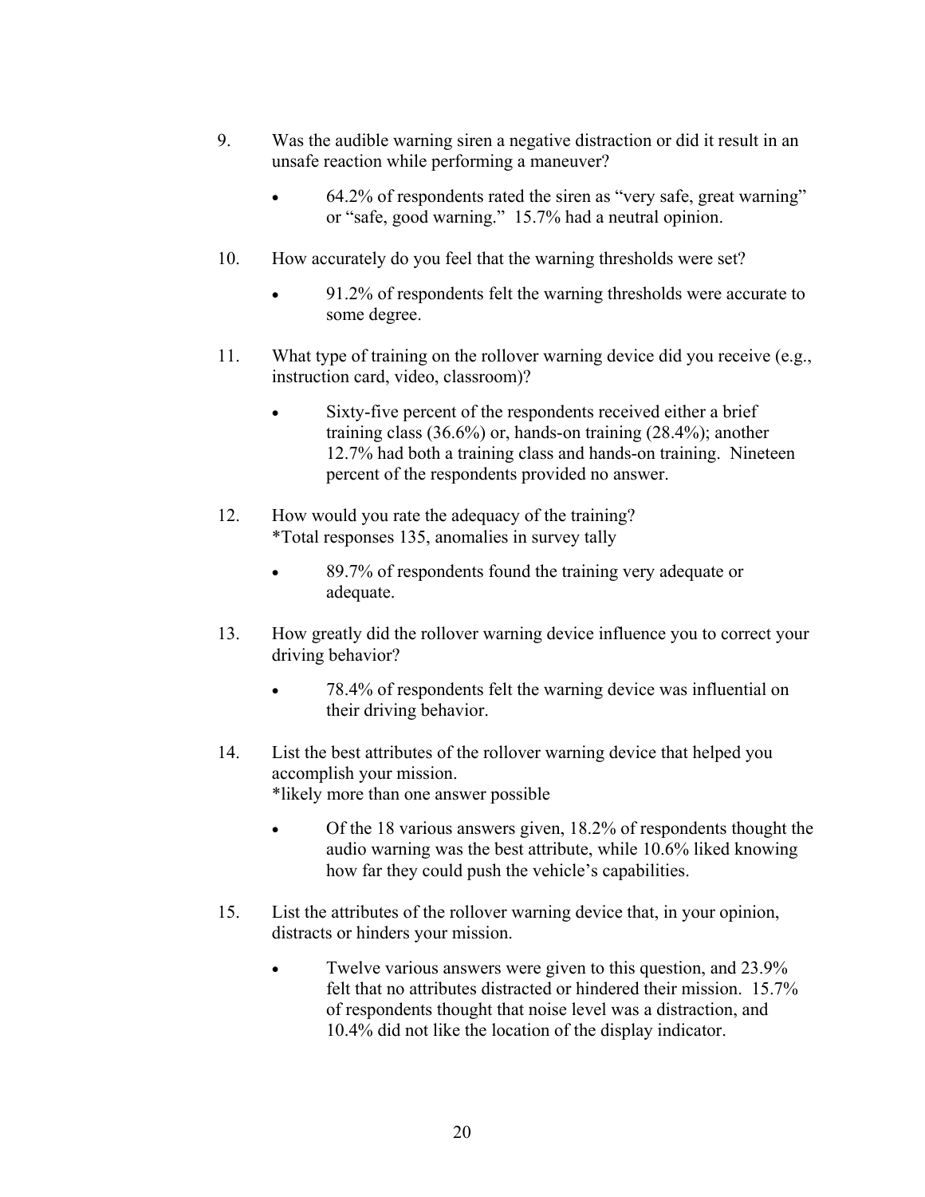9. Was the audible warning siren a negative distraction or did it result in an unsafe reaction while performing a maneuver?

   - 64.2% of respondents rated the siren as "very safe, great warning" or "safe, good warning." 15.7% had a neutral opinion.

10. How accurately do you feel that the warning thresholds were set?

    - 91.2% of respondents felt the warning thresholds were accurate to some degree.

11. What type of training on the rollover warning device did you receive (e.g., instruction card, video, classroom)?

    - Sixty-five percent of the respondents received either a brief training class (36.6%) or, hands-on training (28.4%); another 12.7% had both a training class and hands-on training. Nineteen percent of the respondents provided no answer.

12. How would you rate the adequacy of the training?
    *Total responses 135, anomalies in survey tally

    - 89.7% of respondents found the training very adequate or adequate.

13. How greatly did the rollover warning device influence you to correct your driving behavior?

    - 78.4% of respondents felt the warning device was influential on their driving behavior.

14. List the best attributes of the rollover warning device that helped you accomplish your mission.
    *likely more than one answer possible

    - Of the 18 various answers given, 18.2% of respondents thought the audio warning was the best attribute, while 10.6% liked knowing how far they could push the vehicle's capabilities.

15. List the attributes of the rollover warning device that, in your opinion, distracts or hinders your mission.

    - Twelve various answers were given to this question, and 23.9% felt that no attributes distracted or hindered their mission. 15.7% of respondents thought that noise level was a distraction, and 10.4% did not like the location of the display indicator.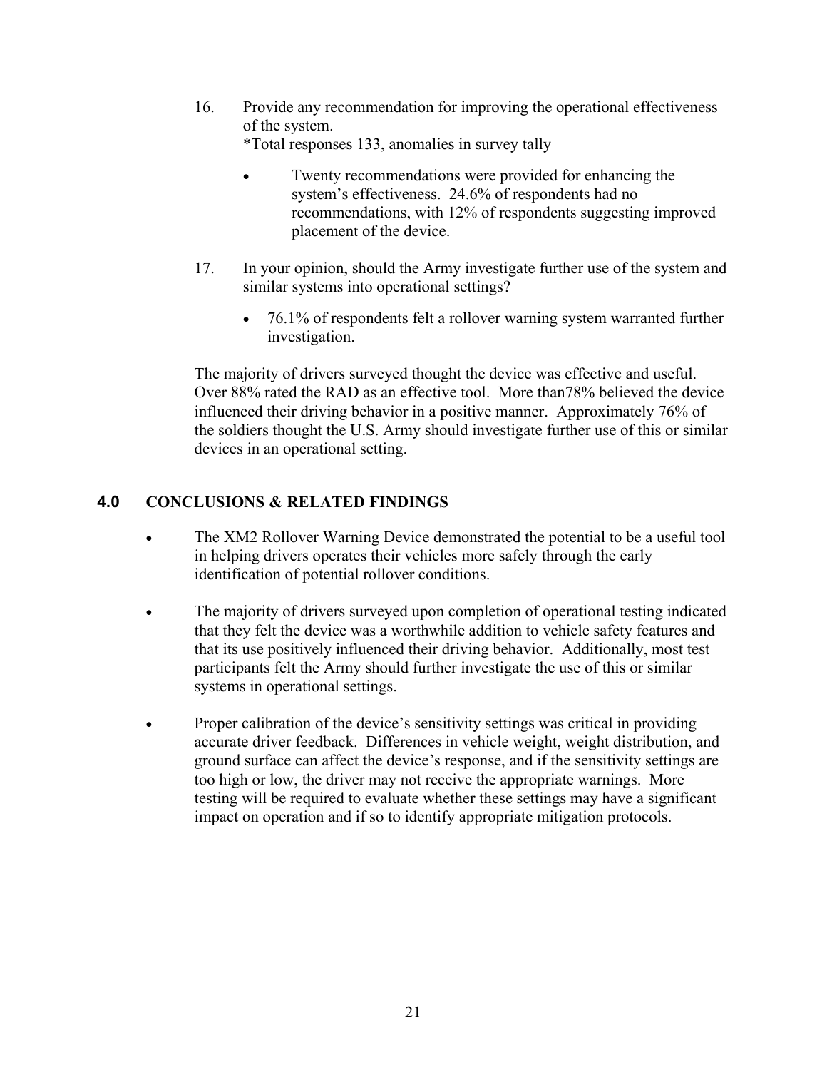16. Provide any recommendation for improving the operational effectiveness of the system.
    *Total responses 133, anomalies in survey tally

    - Twenty recommendations were provided for enhancing the system's effectiveness. 24.6% of respondents had no recommendations, with 12% of respondents suggesting improved placement of the device.

17. In your opinion, should the Army investigate further use of the system and similar systems into operational settings?

    - 76.1% of respondents felt a rollover warning system warranted further investigation.

The majority of drivers surveyed thought the device was effective and useful. Over 88% rated the RAD as an effective tool. More than78% believed the device influenced their driving behavior in a positive manner. Approximately 76% of the soldiers thought the U.S. Army should investigate further use of this or similar devices in an operational setting.

## 4.0 CONCLUSIONS & RELATED FINDINGS

- The XM2 Rollover Warning Device demonstrated the potential to be a useful tool in helping drivers operates their vehicles more safely through the early identification of potential rollover conditions.

- The majority of drivers surveyed upon completion of operational testing indicated that they felt the device was a worthwhile addition to vehicle safety features and that its use positively influenced their driving behavior. Additionally, most test participants felt the Army should further investigate the use of this or similar systems in operational settings.

- Proper calibration of the device's sensitivity settings was critical in providing accurate driver feedback. Differences in vehicle weight, weight distribution, and ground surface can affect the device's response, and if the sensitivity settings are too high or low, the driver may not receive the appropriate warnings. More testing will be required to evaluate whether these settings may have a significant impact on operation and if so to identify appropriate mitigation protocols.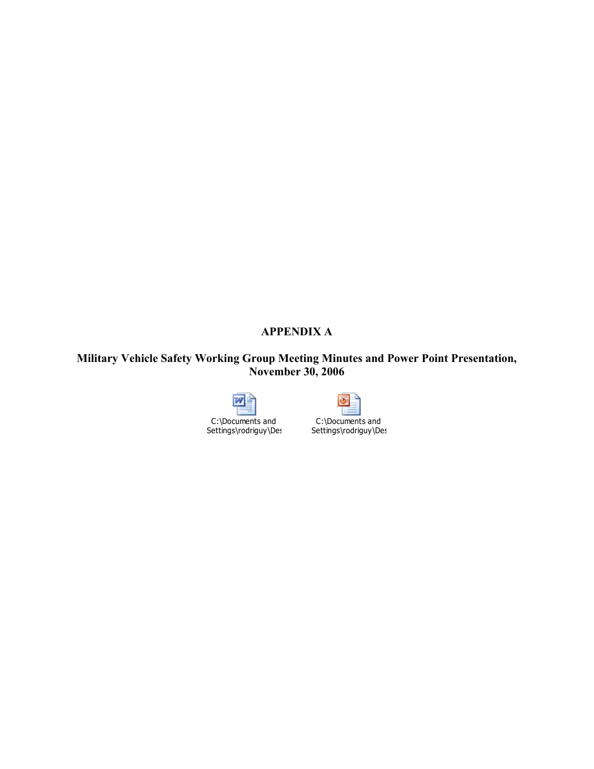# APPENDIX A

## Military Vehicle Safety Working Group Meeting Minutes and Power Point Presentation, November 30, 2006

C:\Documents and Settings\rodriguy\Des

C:\Documents and Settings\rodriguy\Des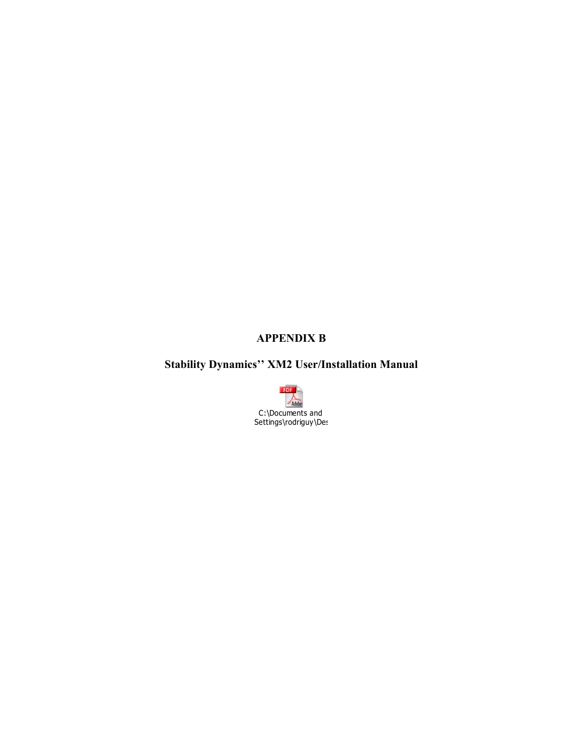# APPENDIX B

## Stability Dynamics'' XM2 User/Installation Manual

C:\Documents and Settings\rodriguy\Des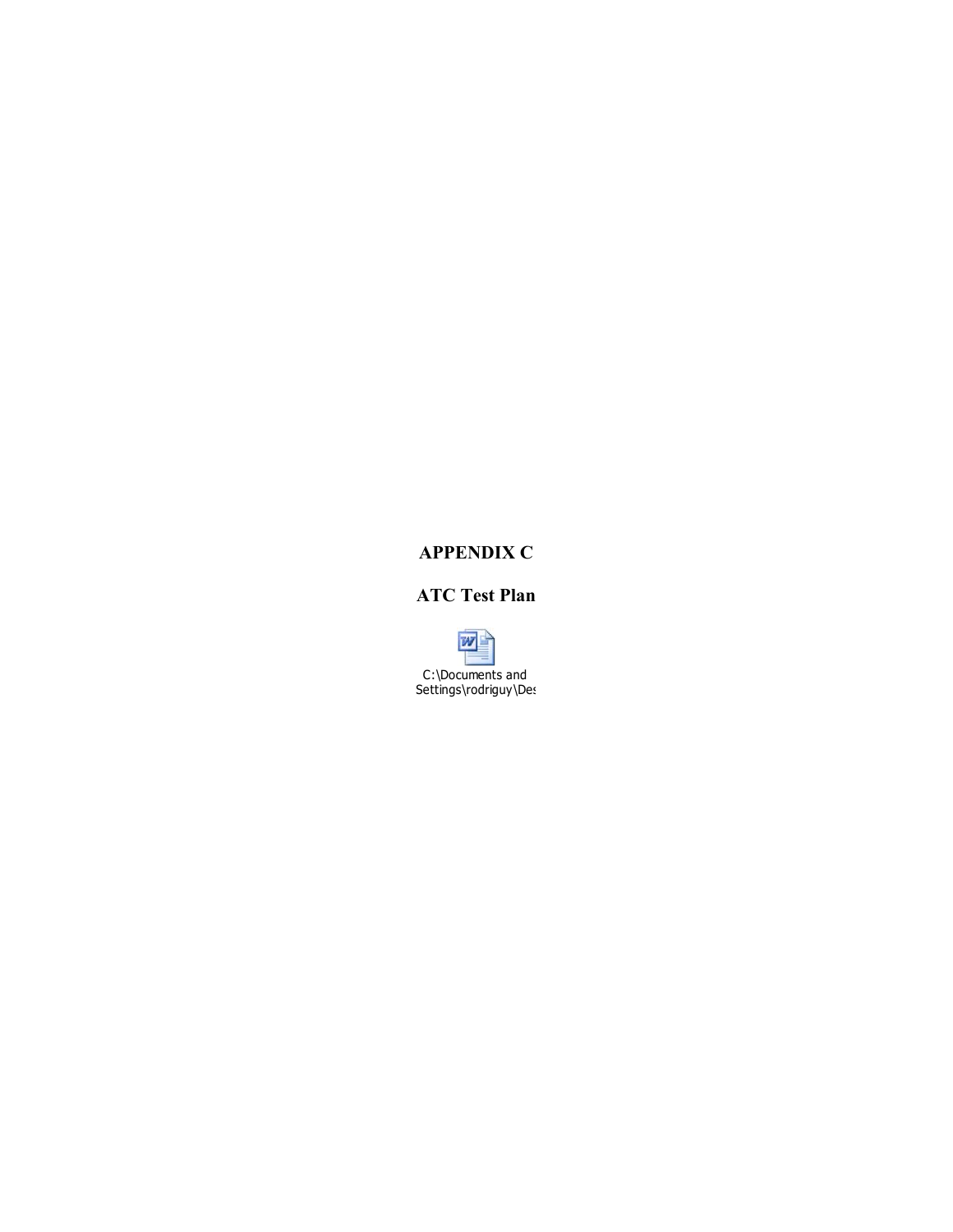# APPENDIX C

## ATC Test Plan

C:\Documents and Settings\rodriguy\Des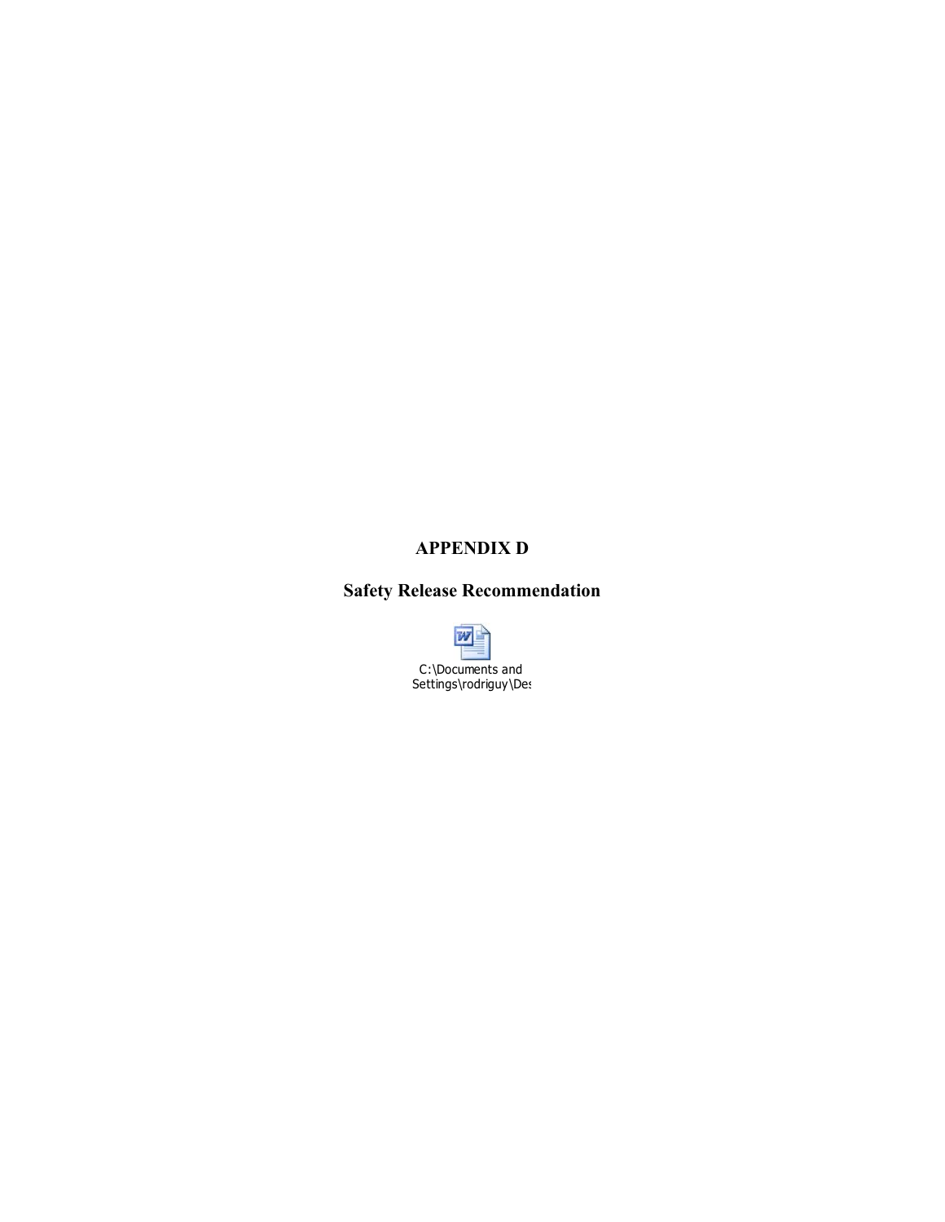# APPENDIX D

## Safety Release Recommendation

C:\Documents and Settings\rodriguy\Des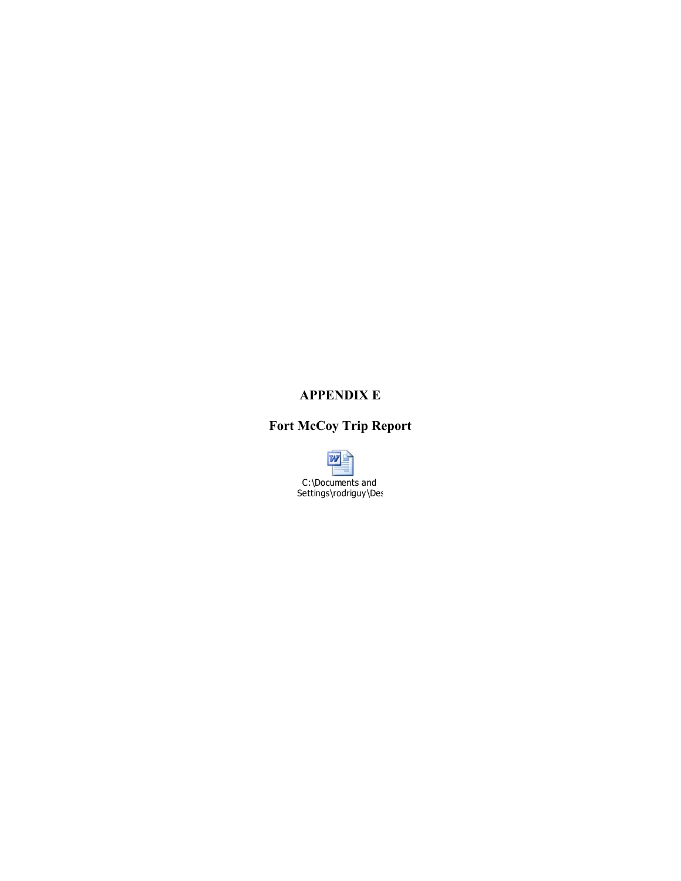# APPENDIX E

## Fort McCoy Trip Report

C:\Documents and Settings\rodriguy\Des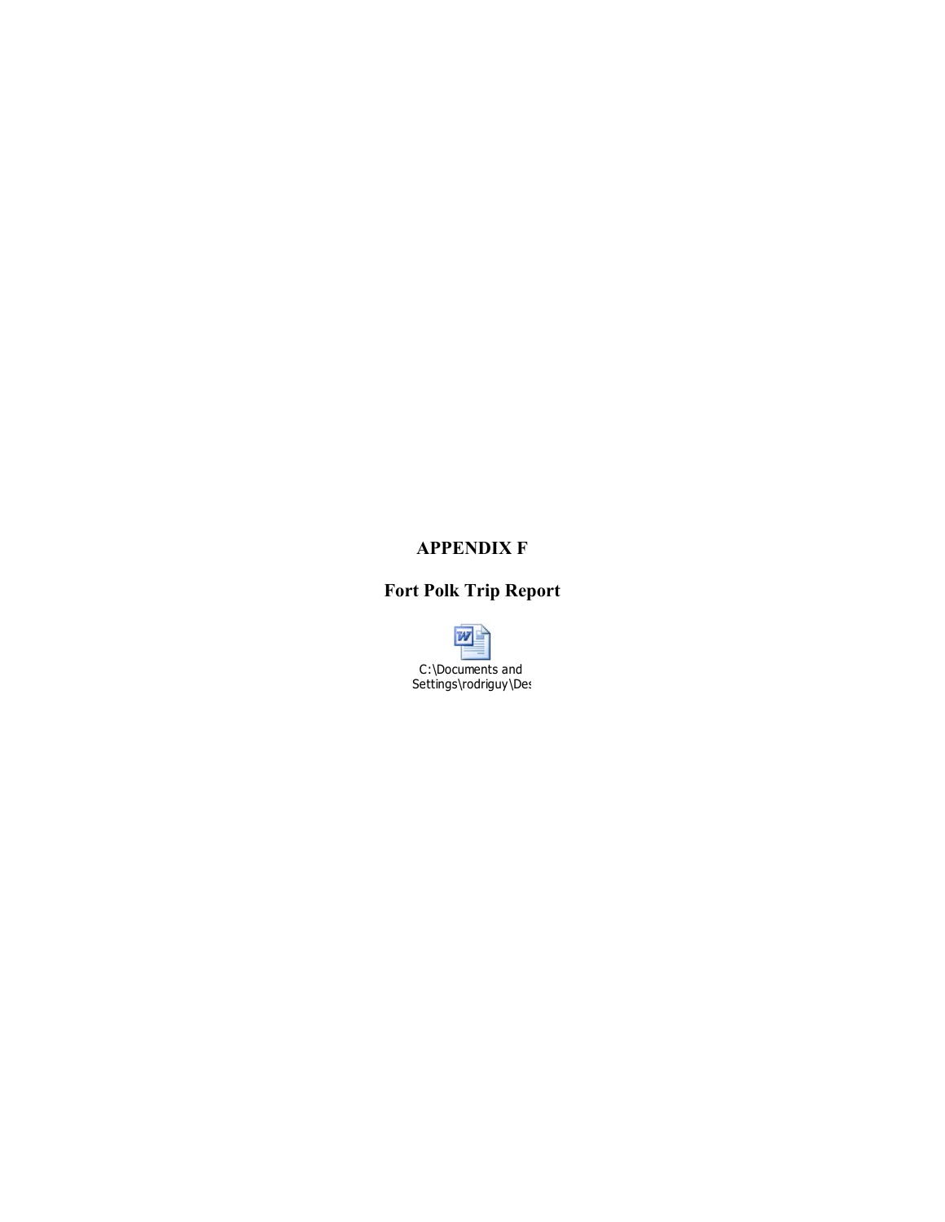# APPENDIX F

## Fort Polk Trip Report

C:\Documents and Settings\rodriguy\Des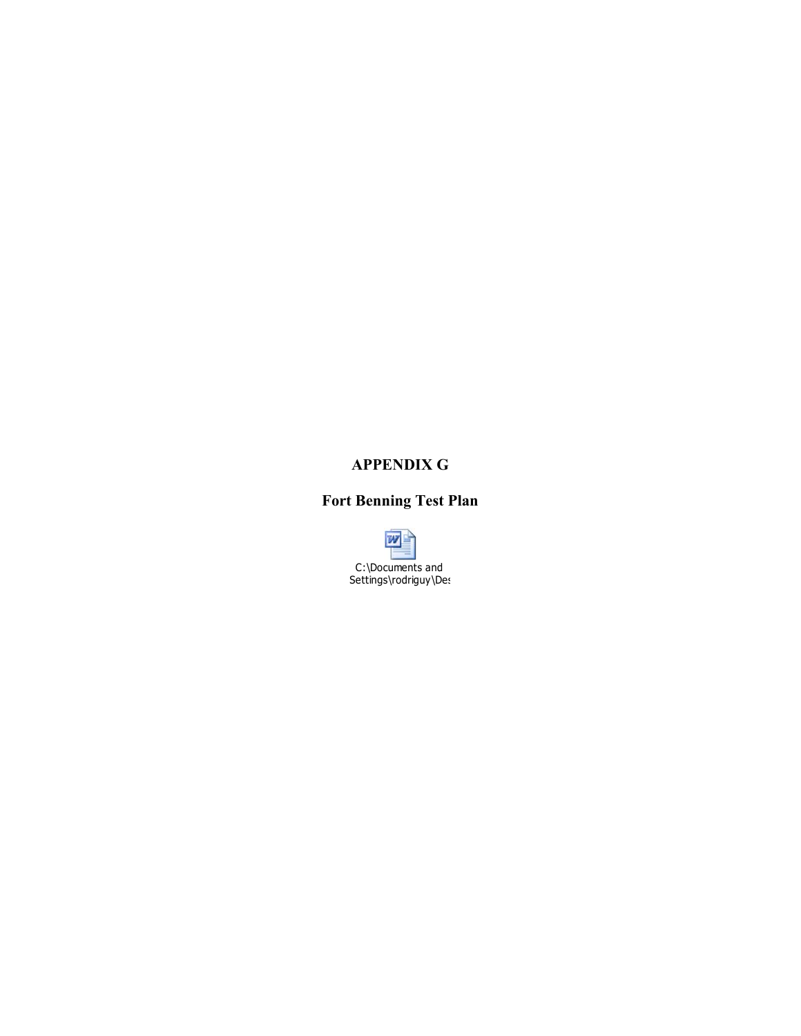# APPENDIX G

## Fort Benning Test Plan

C:\Documents and Settings\rodriguy\Des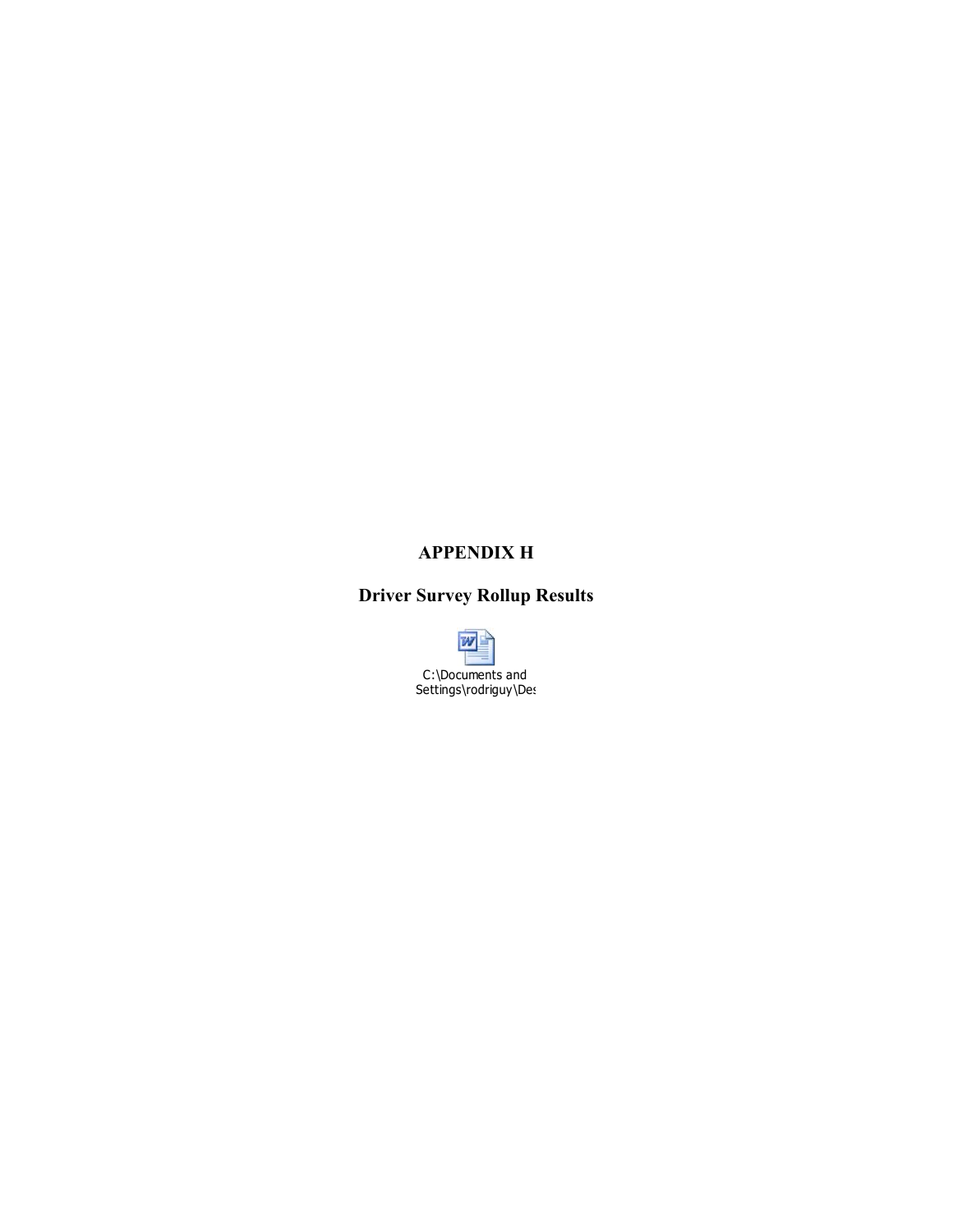# APPENDIX H

## Driver Survey Rollup Results

C:\Documents and Settings\rodriguy\Des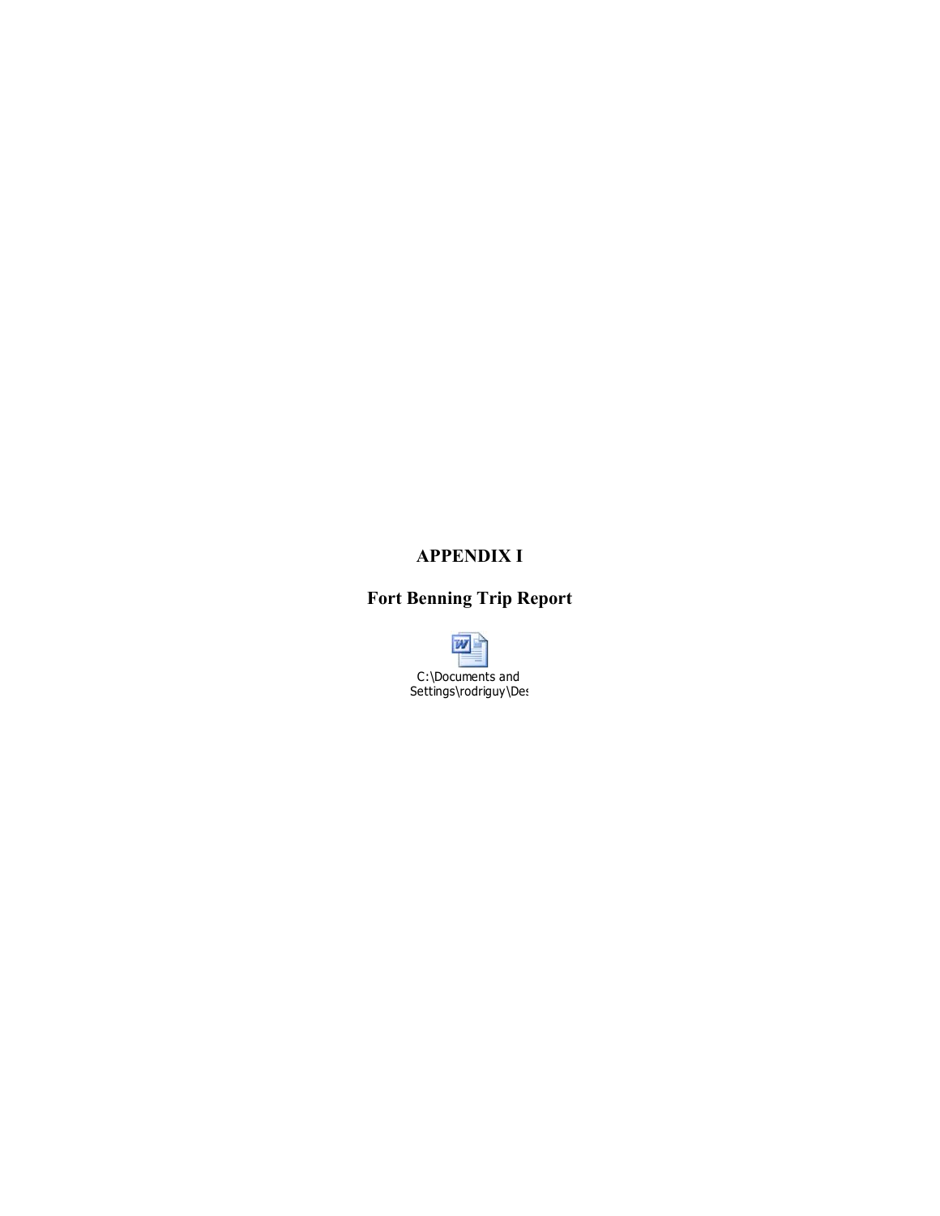# APPENDIX I

## Fort Benning Trip Report

C:\Documents and Settings\rodriguy\Des